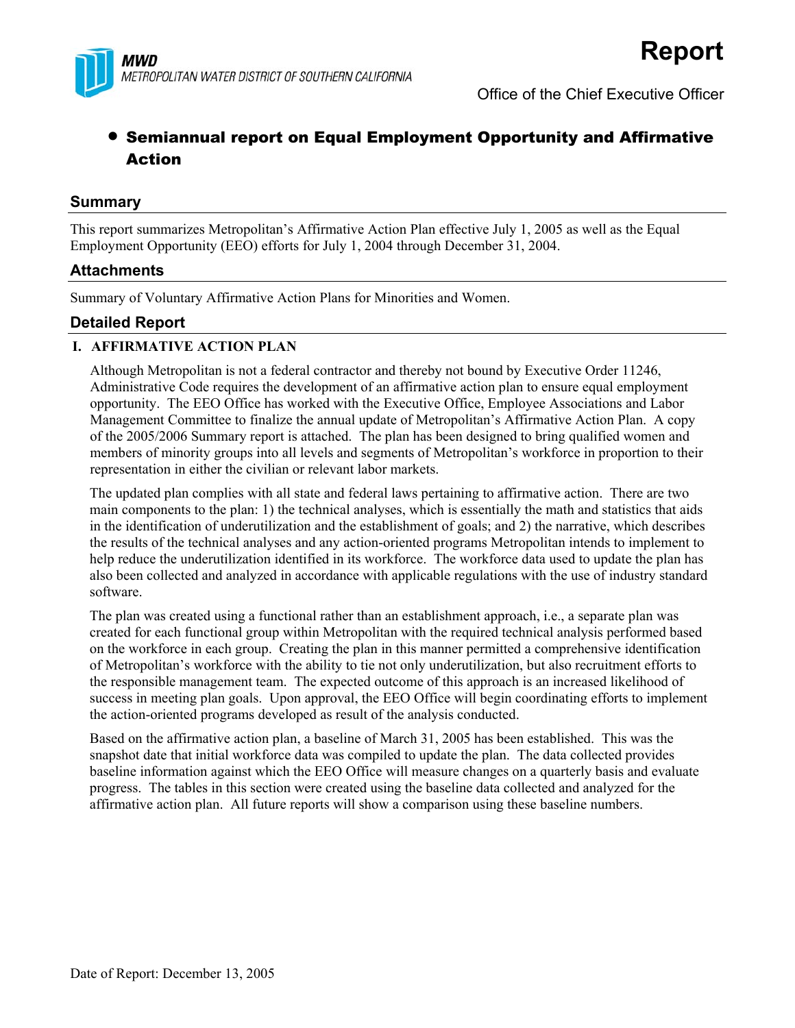**MWD**
*METROPOLITAN WATER DISTRICT OF SOUTHERN CALIFORNIA*

# Report

Office of the Chief Executive Officer

- **Semiannual report on Equal Employment Opportunity and Affirmative Action**

## Summary

This report summarizes Metropolitan's Affirmative Action Plan effective July 1, 2005 as well as the Equal Employment Opportunity (EEO) efforts for July 1, 2004 through December 31, 2004.

## Attachments

Summary of Voluntary Affirmative Action Plans for Minorities and Women.

## Detailed Report

### I. AFFIRMATIVE ACTION PLAN

Although Metropolitan is not a federal contractor and thereby not bound by Executive Order 11246, Administrative Code requires the development of an affirmative action plan to ensure equal employment opportunity. The EEO Office has worked with the Executive Office, Employee Associations and Labor Management Committee to finalize the annual update of Metropolitan's Affirmative Action Plan. A copy of the 2005/2006 Summary report is attached. The plan has been designed to bring qualified women and members of minority groups into all levels and segments of Metropolitan's workforce in proportion to their representation in either the civilian or relevant labor markets.

The updated plan complies with all state and federal laws pertaining to affirmative action. There are two main components to the plan: 1) the technical analyses, which is essentially the math and statistics that aids in the identification of underutilization and the establishment of goals; and 2) the narrative, which describes the results of the technical analyses and any action-oriented programs Metropolitan intends to implement to help reduce the underutilization identified in its workforce. The workforce data used to update the plan has also been collected and analyzed in accordance with applicable regulations with the use of industry standard software.

The plan was created using a functional rather than an establishment approach, i.e., a separate plan was created for each functional group within Metropolitan with the required technical analysis performed based on the workforce in each group. Creating the plan in this manner permitted a comprehensive identification of Metropolitan's workforce with the ability to tie not only underutilization, but also recruitment efforts to the responsible management team. The expected outcome of this approach is an increased likelihood of success in meeting plan goals. Upon approval, the EEO Office will begin coordinating efforts to implement the action-oriented programs developed as result of the analysis conducted.

Based on the affirmative action plan, a baseline of March 31, 2005 has been established. This was the snapshot date that initial workforce data was compiled to update the plan. The data collected provides baseline information against which the EEO Office will measure changes on a quarterly basis and evaluate progress. The tables in this section were created using the baseline data collected and analyzed for the affirmative action plan. All future reports will show a comparison using these baseline numbers.

Date of Report: December 13, 2005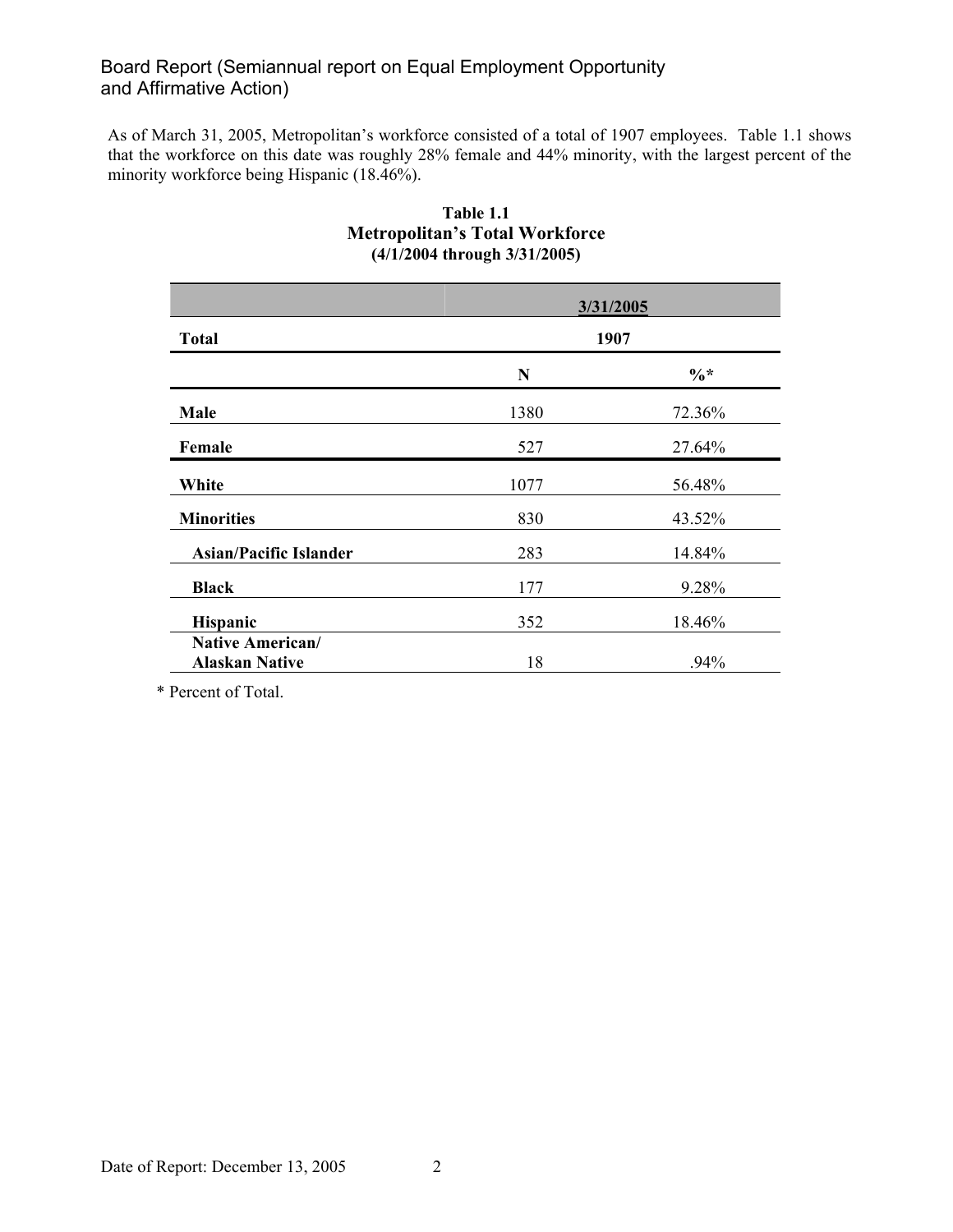As of March 31, 2005, Metropolitan's workforce consisted of a total of 1907 employees. Table 1.1 shows that the workforce on this date was roughly 28% female and 44% minority, with the largest percent of the minority workforce being Hispanic (18.46%).

**Table 1.1**
**Metropolitan's Total Workforce**
**(4/1/2004 through 3/31/2005)**

| | 3/31/2005 | |
|---|---|---|
| **Total** | **1907** | |
| | **N** | **%\*** |
| **Male** | 1380 | 72.36% |
| **Female** | 527 | 27.64% |
| **White** | 1077 | 56.48% |
| **Minorities** | 830 | 43.52% |
| **Asian/Pacific Islander** | 283 | 14.84% |
| **Black** | 177 | 9.28% |
| **Hispanic** | 352 | 18.46% |
| **Native American/ Alaskan Native** | 18 | .94% |

\* Percent of Total.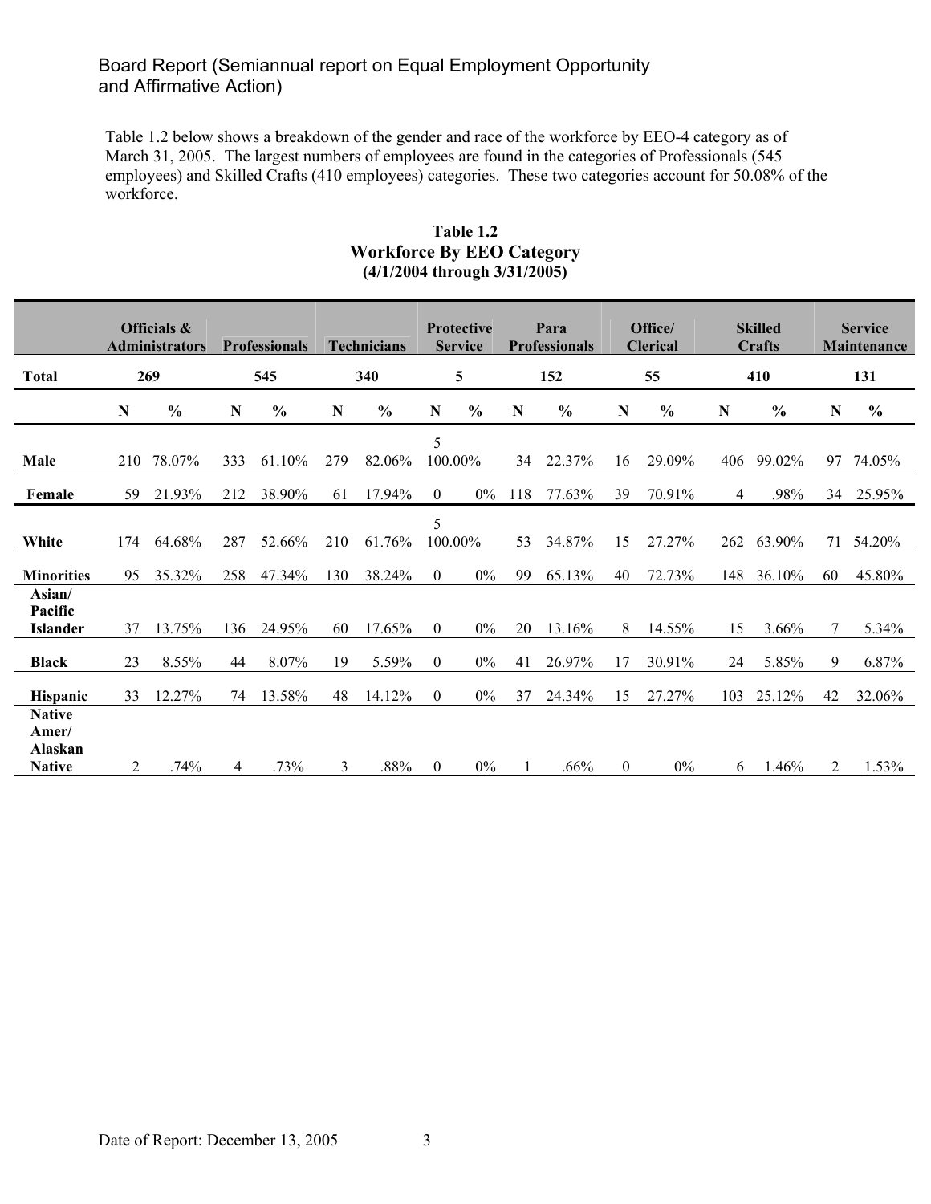Board Report (Semiannual report on Equal Employment Opportunity and Affirmative Action)

Table 1.2 below shows a breakdown of the gender and race of the workforce by EEO-4 category as of March 31, 2005. The largest numbers of employees are found in the categories of Professionals (545 employees) and Skilled Crafts (410 employees) categories. These two categories account for 50.08% of the workforce.

**Table 1.2**
**Workforce By EEO Category**
**(4/1/2004 through 3/31/2005)**

| | Officials & Administrators | | Professionals | | Technicians | | Protective Service | | Para Professionals | | Office/ Clerical | | Skilled Crafts | | Service Maintenance | |
|---|---|---|---|---|---|---|---|---|---|---|---|---|---|---|---|---|
| **Total** | 269 | | 545 | | 340 | | 5 | | 152 | | 55 | | 410 | | 131 | |
| | **N** | **%** | **N** | **%** | **N** | **%** | **N** | **%** | **N** | **%** | **N** | **%** | **N** | **%** | **N** | **%** |
| **Male** | 210 | 78.07% | 333 | 61.10% | 279 | 82.06% | 5 | 100.00% | 34 | 22.37% | 16 | 29.09% | 406 | 99.02% | 97 | 74.05% |
| **Female** | 59 | 21.93% | 212 | 38.90% | 61 | 17.94% | 0 | 0% | 118 | 77.63% | 39 | 70.91% | 4 | .98% | 34 | 25.95% |
| **White** | 174 | 64.68% | 287 | 52.66% | 210 | 61.76% | 5 | 100.00% | 53 | 34.87% | 15 | 27.27% | 262 | 63.90% | 71 | 54.20% |
| **Minorities** | 95 | 35.32% | 258 | 47.34% | 130 | 38.24% | 0 | 0% | 99 | 65.13% | 40 | 72.73% | 148 | 36.10% | 60 | 45.80% |
| **Asian/ Pacific Islander** | 37 | 13.75% | 136 | 24.95% | 60 | 17.65% | 0 | 0% | 20 | 13.16% | 8 | 14.55% | 15 | 3.66% | 7 | 5.34% |
| **Black** | 23 | 8.55% | 44 | 8.07% | 19 | 5.59% | 0 | 0% | 41 | 26.97% | 17 | 30.91% | 24 | 5.85% | 9 | 6.87% |
| **Hispanic** | 33 | 12.27% | 74 | 13.58% | 48 | 14.12% | 0 | 0% | 37 | 24.34% | 15 | 27.27% | 103 | 25.12% | 42 | 32.06% |
| **Native Amer/ Alaskan Native** | 2 | .74% | 4 | .73% | 3 | .88% | 0 | 0% | 1 | .66% | 0 | 0% | 6 | 1.46% | 2 | 1.53% |

Date of Report: December 13, 2005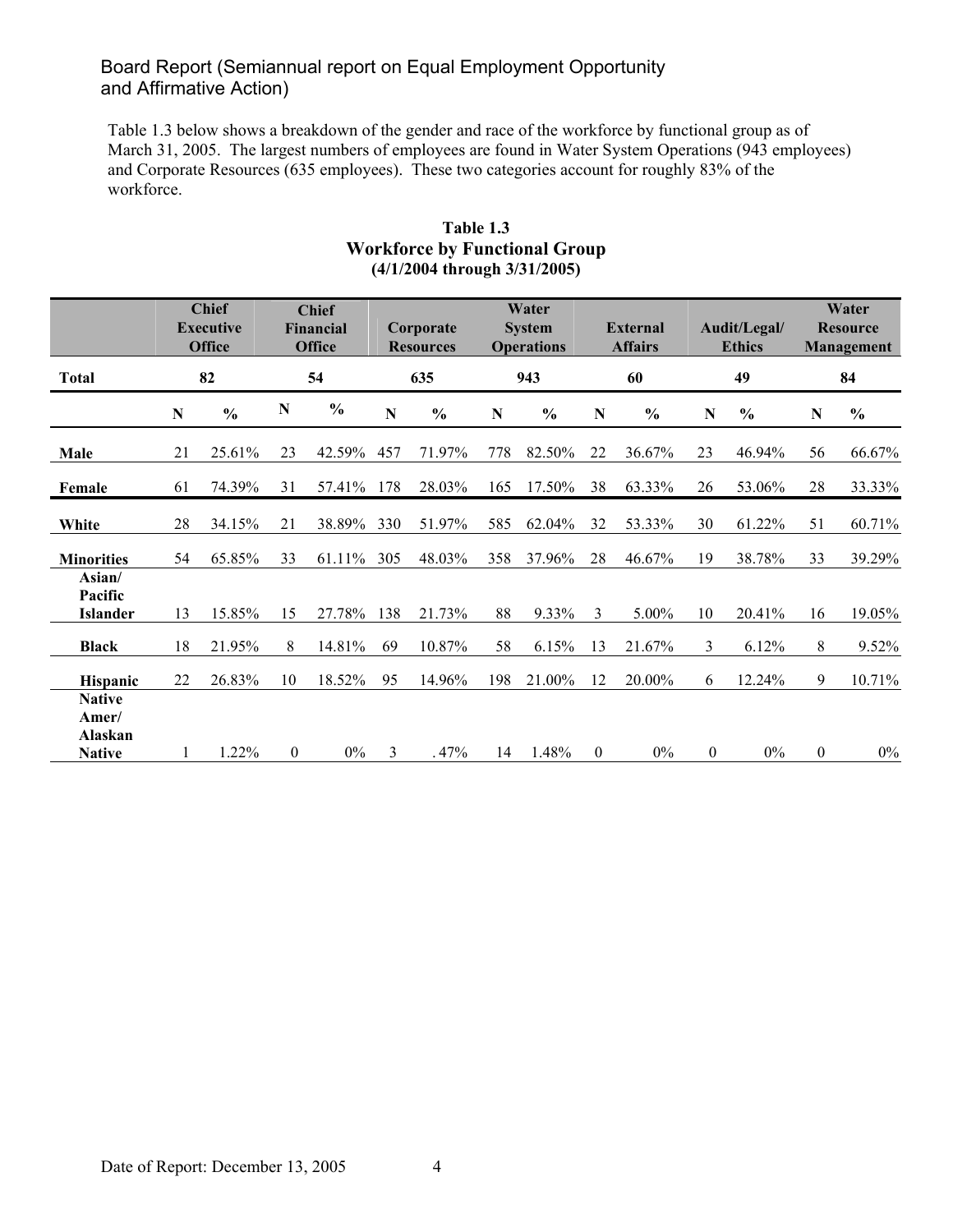Board Report (Semiannual report on Equal Employment Opportunity and Affirmative Action)

Table 1.3 below shows a breakdown of the gender and race of the workforce by functional group as of March 31, 2005. The largest numbers of employees are found in Water System Operations (943 employees) and Corporate Resources (635 employees). These two categories account for roughly 83% of the workforce.

**Table 1.3**
**Workforce by Functional Group**
**(4/1/2004 through 3/31/2005)**

| | Chief Executive Office | | Chief Financial Office | | Corporate Resources | | Water System Operations | | External Affairs | | Audit/Legal/ Ethics | | Water Resource Management | |
|---|---|---|---|---|---|---|---|---|---|---|---|---|---|---|
| **Total** | **82** | | **54** | | **635** | | **943** | | **60** | | **49** | | **84** | |
| | **N** | **%** | **N** | **%** | **N** | **%** | **N** | **%** | **N** | **%** | **N** | **%** | **N** | **%** |
| **Male** | 21 | 25.61% | 23 | 42.59% | 457 | 71.97% | 778 | 82.50% | 22 | 36.67% | 23 | 46.94% | 56 | 66.67% |
| **Female** | 61 | 74.39% | 31 | 57.41% | 178 | 28.03% | 165 | 17.50% | 38 | 63.33% | 26 | 53.06% | 28 | 33.33% |
| **White** | 28 | 34.15% | 21 | 38.89% | 330 | 51.97% | 585 | 62.04% | 32 | 53.33% | 30 | 61.22% | 51 | 60.71% |
| **Minorities** | 54 | 65.85% | 33 | 61.11% | 305 | 48.03% | 358 | 37.96% | 28 | 46.67% | 19 | 38.78% | 33 | 39.29% |
| **Asian/ Pacific Islander** | 13 | 15.85% | 15 | 27.78% | 138 | 21.73% | 88 | 9.33% | 3 | 5.00% | 10 | 20.41% | 16 | 19.05% |
| **Black** | 18 | 21.95% | 8 | 14.81% | 69 | 10.87% | 58 | 6.15% | 13 | 21.67% | 3 | 6.12% | 8 | 9.52% |
| **Hispanic** | 22 | 26.83% | 10 | 18.52% | 95 | 14.96% | 198 | 21.00% | 12 | 20.00% | 6 | 12.24% | 9 | 10.71% |
| **Native Amer/ Alaskan Native** | 1 | 1.22% | 0 | 0% | 3 | .47% | 14 | 1.48% | 0 | 0% | 0 | 0% | 0 | 0% |

Date of Report: December 13, 2005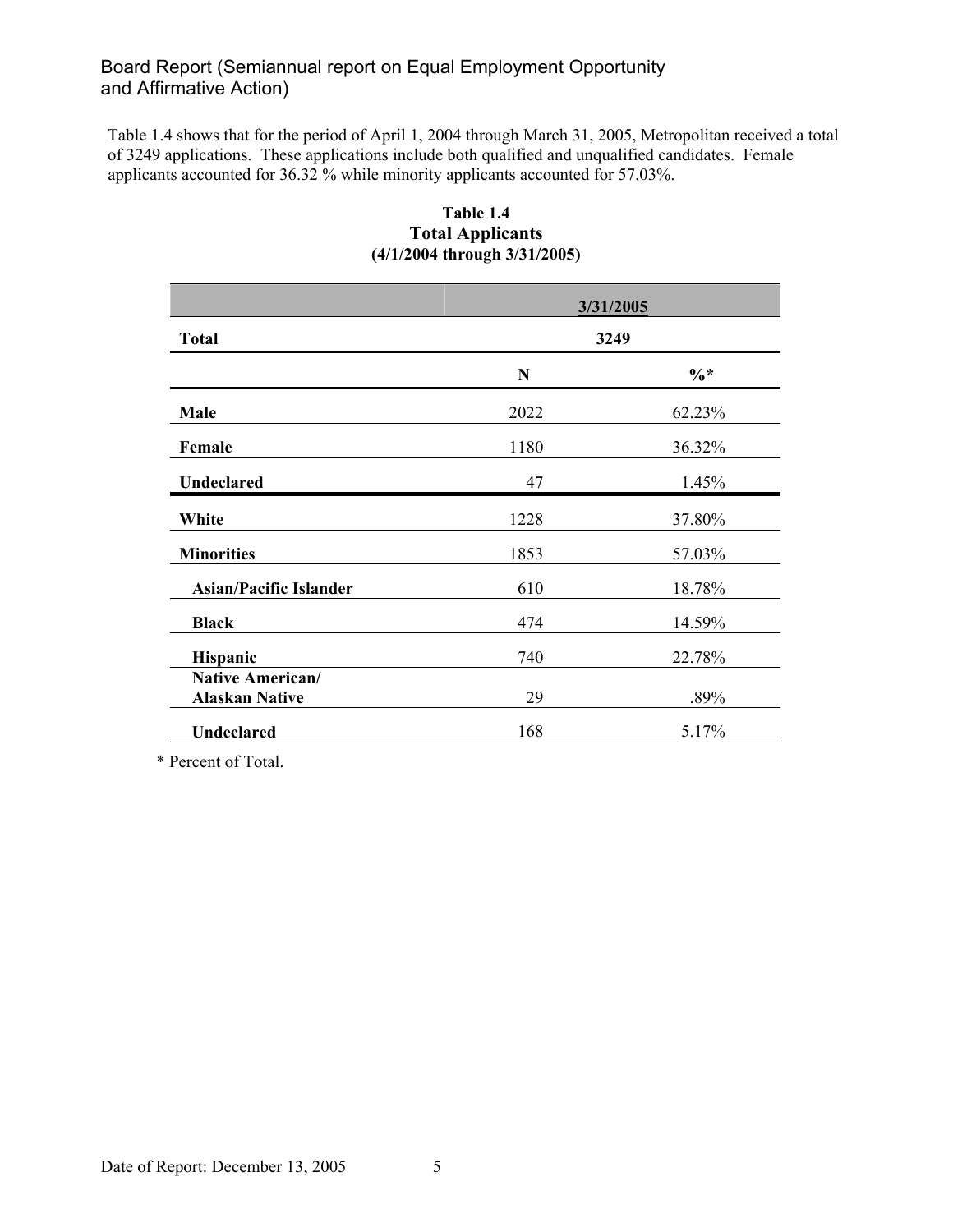Table 1.4 shows that for the period of April 1, 2004 through March 31, 2005, Metropolitan received a total of 3249 applications. These applications include both qualified and unqualified candidates. Female applicants accounted for 36.32 % while minority applicants accounted for 57.03%.

**Table 1.4**
**Total Applicants**
**(4/1/2004 through 3/31/2005)**

| | 3/31/2005 | |
|---|---|---|
| **Total** | **3249** | |
| | **N** | **%*** |
| **Male** | 2022 | 62.23% |
| **Female** | 1180 | 36.32% |
| **Undeclared** | 47 | 1.45% |
| **White** | 1228 | 37.80% |
| **Minorities** | 1853 | 57.03% |
| **Asian/Pacific Islander** | 610 | 18.78% |
| **Black** | 474 | 14.59% |
| **Hispanic** | 740 | 22.78% |
| **Native American/ Alaskan Native** | 29 | .89% |
| **Undeclared** | 168 | 5.17% |

\* Percent of Total.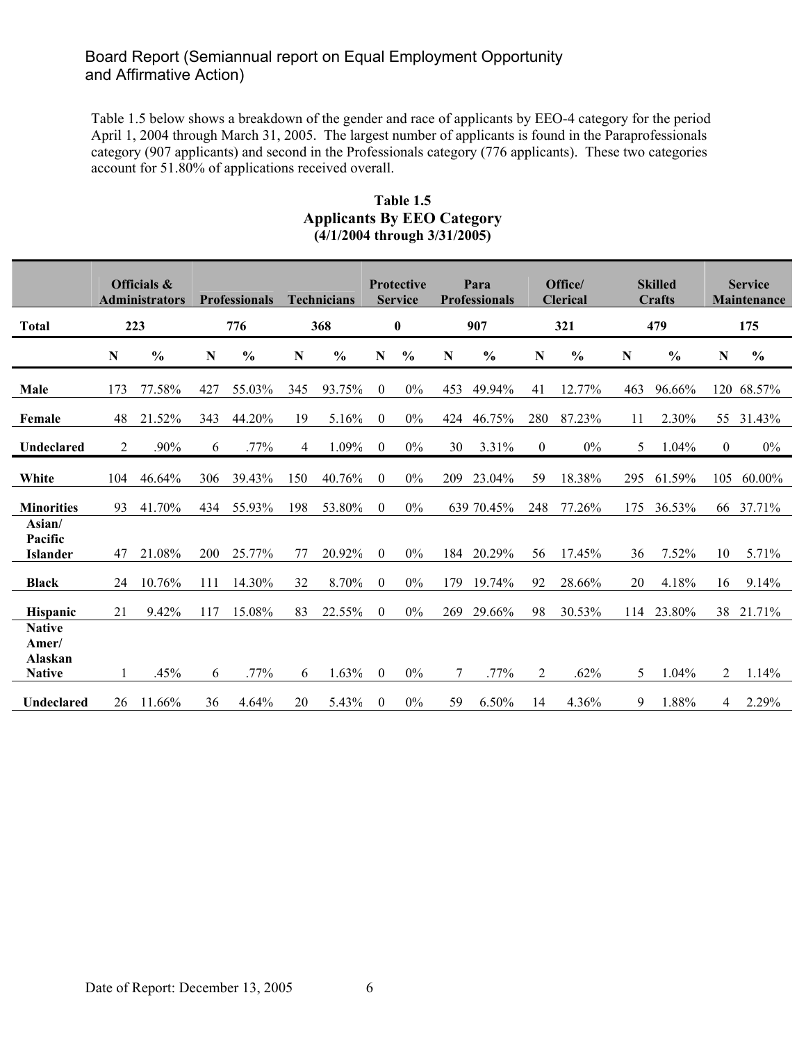Board Report (Semiannual report on Equal Employment Opportunity and Affirmative Action)

Table 1.5 below shows a breakdown of the gender and race of applicants by EEO-4 category for the period April 1, 2004 through March 31, 2005. The largest number of applicants is found in the Paraprofessionals category (907 applicants) and second in the Professionals category (776 applicants). These two categories account for 51.80% of applications received overall.

**Table 1.5**
**Applicants By EEO Category**
**(4/1/2004 through 3/31/2005)**

| | Officials & Administrators | | Professionals | | Technicians | | Protective Service | | Para Professionals | | Office/ Clerical | | Skilled Crafts | | Service Maintenance | |
|---|---|---|---|---|---|---|---|---|---|---|---|---|---|---|---|---|
| **Total** | 223 | | 776 | | 368 | | 0 | | 907 | | 321 | | 479 | | 175 | |
| | N | % | N | % | N | % | N | % | N | % | N | % | N | % | N | % |
| **Male** | 173 | 77.58% | 427 | 55.03% | 345 | 93.75% | 0 | 0% | 453 | 49.94% | 41 | 12.77% | 463 | 96.66% | 120 | 68.57% |
| **Female** | 48 | 21.52% | 343 | 44.20% | 19 | 5.16% | 0 | 0% | 424 | 46.75% | 280 | 87.23% | 11 | 2.30% | 55 | 31.43% |
| **Undeclared** | 2 | .90% | 6 | .77% | 4 | 1.09% | 0 | 0% | 30 | 3.31% | 0 | 0% | 5 | 1.04% | 0 | 0% |
| **White** | 104 | 46.64% | 306 | 39.43% | 150 | 40.76% | 0 | 0% | 209 | 23.04% | 59 | 18.38% | 295 | 61.59% | 105 | 60.00% |
| **Minorities** | 93 | 41.70% | 434 | 55.93% | 198 | 53.80% | 0 | 0% | 639 | 70.45% | 248 | 77.26% | 175 | 36.53% | 66 | 37.71% |
| **Asian/ Pacific Islander** | 47 | 21.08% | 200 | 25.77% | 77 | 20.92% | 0 | 0% | 184 | 20.29% | 56 | 17.45% | 36 | 7.52% | 10 | 5.71% |
| **Black** | 24 | 10.76% | 111 | 14.30% | 32 | 8.70% | 0 | 0% | 179 | 19.74% | 92 | 28.66% | 20 | 4.18% | 16 | 9.14% |
| **Hispanic** | 21 | 9.42% | 117 | 15.08% | 83 | 22.55% | 0 | 0% | 269 | 29.66% | 98 | 30.53% | 114 | 23.80% | 38 | 21.71% |
| **Native Amer/ Alaskan Native** | 1 | .45% | 6 | .77% | 6 | 1.63% | 0 | 0% | 7 | .77% | 2 | .62% | 5 | 1.04% | 2 | 1.14% |
| **Undeclared** | 26 | 11.66% | 36 | 4.64% | 20 | 5.43% | 0 | 0% | 59 | 6.50% | 14 | 4.36% | 9 | 1.88% | 4 | 2.29% |

Date of Report: December 13, 2005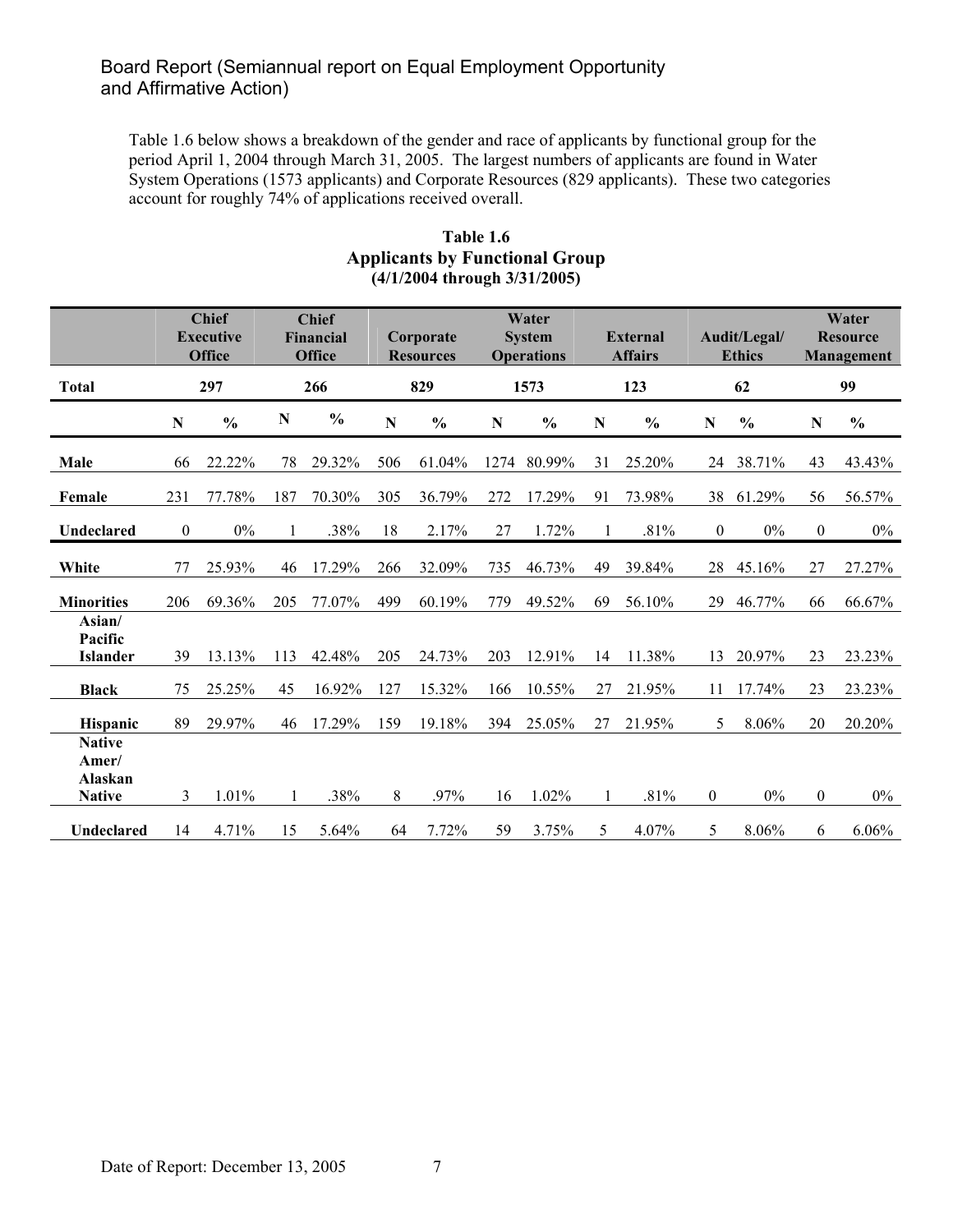Board Report (Semiannual report on Equal Employment Opportunity and Affirmative Action)

Table 1.6 below shows a breakdown of the gender and race of applicants by functional group for the period April 1, 2004 through March 31, 2005. The largest numbers of applicants are found in Water System Operations (1573 applicants) and Corporate Resources (829 applicants). These two categories account for roughly 74% of applications received overall.

**Table 1.6**
**Applicants by Functional Group**
**(4/1/2004 through 3/31/2005)**

| | Chief Executive Office | | Chief Financial Office | | Corporate Resources | | Water System Operations | | External Affairs | | Audit/Legal/ Ethics | | Water Resource Management | |
|---|---|---|---|---|---|---|---|---|---|---|---|---|---|---|
| **Total** | 297 | | 266 | | 829 | | 1573 | | 123 | | 62 | | 99 | |
| | **N** | **%** | **N** | **%** | **N** | **%** | **N** | **%** | **N** | **%** | **N** | **%** | **N** | **%** |
| **Male** | 66 | 22.22% | 78 | 29.32% | 506 | 61.04% | 1274 | 80.99% | 31 | 25.20% | 24 | 38.71% | 43 | 43.43% |
| **Female** | 231 | 77.78% | 187 | 70.30% | 305 | 36.79% | 272 | 17.29% | 91 | 73.98% | 38 | 61.29% | 56 | 56.57% |
| **Undeclared** | 0 | 0% | 1 | .38% | 18 | 2.17% | 27 | 1.72% | 1 | .81% | 0 | 0% | 0 | 0% |
| **White** | 77 | 25.93% | 46 | 17.29% | 266 | 32.09% | 735 | 46.73% | 49 | 39.84% | 28 | 45.16% | 27 | 27.27% |
| **Minorities** | 206 | 69.36% | 205 | 77.07% | 499 | 60.19% | 779 | 49.52% | 69 | 56.10% | 29 | 46.77% | 66 | 66.67% |
| **Asian/ Pacific Islander** | 39 | 13.13% | 113 | 42.48% | 205 | 24.73% | 203 | 12.91% | 14 | 11.38% | 13 | 20.97% | 23 | 23.23% |
| **Black** | 75 | 25.25% | 45 | 16.92% | 127 | 15.32% | 166 | 10.55% | 27 | 21.95% | 11 | 17.74% | 23 | 23.23% |
| **Hispanic** | 89 | 29.97% | 46 | 17.29% | 159 | 19.18% | 394 | 25.05% | 27 | 21.95% | 5 | 8.06% | 20 | 20.20% |
| **Native Amer/ Alaskan Native** | 3 | 1.01% | 1 | .38% | 8 | .97% | 16 | 1.02% | 1 | .81% | 0 | 0% | 0 | 0% |
| **Undeclared** | 14 | 4.71% | 15 | 5.64% | 64 | 7.72% | 59 | 3.75% | 5 | 4.07% | 5 | 8.06% | 6 | 6.06% |

Date of Report: December 13, 2005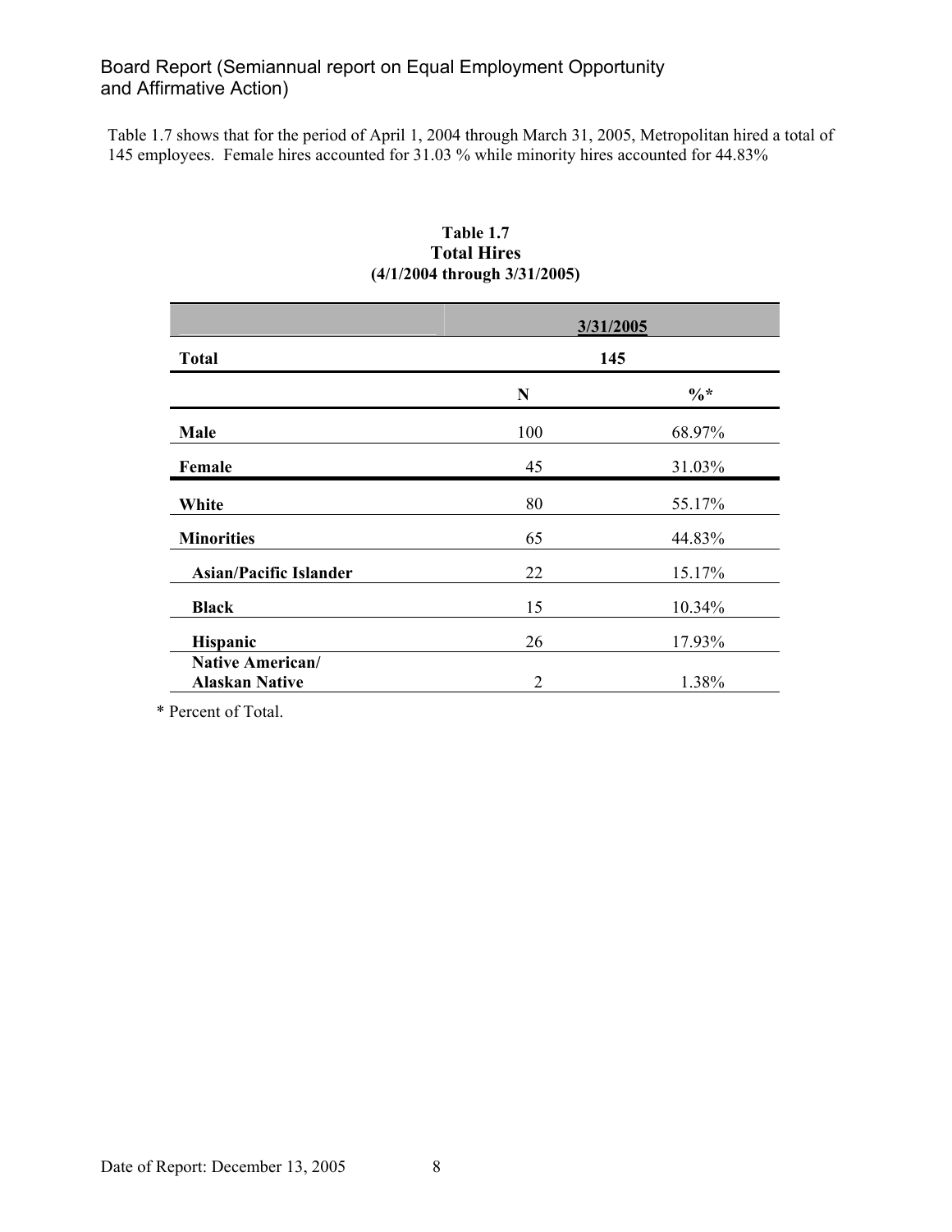Table 1.7 shows that for the period of April 1, 2004 through March 31, 2005, Metropolitan hired a total of 145 employees. Female hires accounted for 31.03 % while minority hires accounted for 44.83%

**Table 1.7**
**Total Hires**
**(4/1/2004 through 3/31/2005)**

| | 3/31/2005 | |
|---|---|---|
| **Total** | **145** | |
| | **N** | **%*** |
| **Male** | 100 | 68.97% |
| **Female** | 45 | 31.03% |
| **White** | 80 | 55.17% |
| **Minorities** | 65 | 44.83% |
| **Asian/Pacific Islander** | 22 | 15.17% |
| **Black** | 15 | 10.34% |
| **Hispanic** | 26 | 17.93% |
| **Native American/ Alaskan Native** | 2 | 1.38% |

* Percent of Total.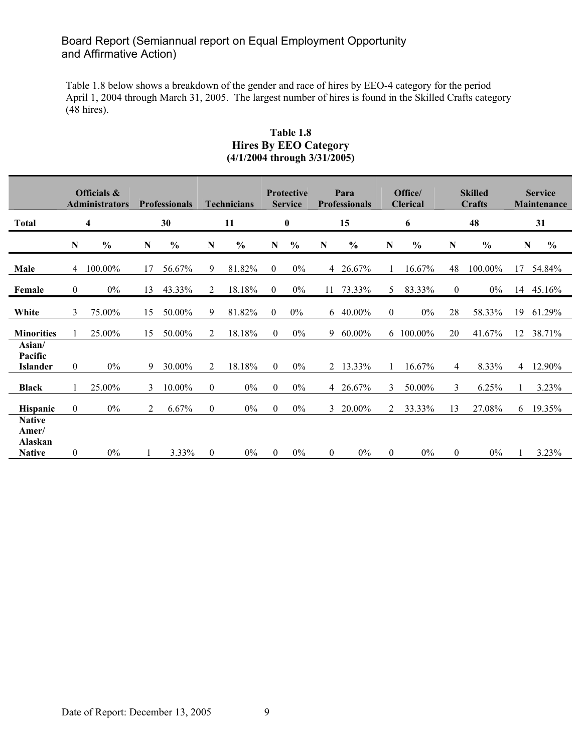Board Report (Semiannual report on Equal Employment Opportunity and Affirmative Action)

Table 1.8 below shows a breakdown of the gender and race of hires by EEO-4 category for the period April 1, 2004 through March 31, 2005. The largest number of hires is found in the Skilled Crafts category (48 hires).

**Table 1.8**
**Hires By EEO Category**
**(4/1/2004 through 3/31/2005)**

| | Officials & Administrators | | Professionals | | Technicians | | Protective Service | | Para Professionals | | Office/ Clerical | | Skilled Crafts | | Service Maintenance | |
|---|---|---|---|---|---|---|---|---|---|---|---|---|---|---|---|---|
| **Total** | 4 | | 30 | | 11 | | 0 | | 15 | | 6 | | 48 | | 31 | |
| | N | % | N | % | N | % | N | % | N | % | N | % | N | % | N | % |
| **Male** | 4 | 100.00% | 17 | 56.67% | 9 | 81.82% | 0 | 0% | 4 | 26.67% | 1 | 16.67% | 48 | 100.00% | 17 | 54.84% |
| **Female** | 0 | 0% | 13 | 43.33% | 2 | 18.18% | 0 | 0% | 11 | 73.33% | 5 | 83.33% | 0 | 0% | 14 | 45.16% |
| **White** | 3 | 75.00% | 15 | 50.00% | 9 | 81.82% | 0 | 0% | 6 | 40.00% | 0 | 0% | 28 | 58.33% | 19 | 61.29% |
| **Minorities** | 1 | 25.00% | 15 | 50.00% | 2 | 18.18% | 0 | 0% | 9 | 60.00% | 6 | 100.00% | 20 | 41.67% | 12 | 38.71% |
| **Asian/ Pacific Islander** | 0 | 0% | 9 | 30.00% | 2 | 18.18% | 0 | 0% | 2 | 13.33% | 1 | 16.67% | 4 | 8.33% | 4 | 12.90% |
| **Black** | 1 | 25.00% | 3 | 10.00% | 0 | 0% | 0 | 0% | 4 | 26.67% | 3 | 50.00% | 3 | 6.25% | 1 | 3.23% |
| **Hispanic** | 0 | 0% | 2 | 6.67% | 0 | 0% | 0 | 0% | 3 | 20.00% | 2 | 33.33% | 13 | 27.08% | 6 | 19.35% |
| **Native Amer/ Alaskan Native** | 0 | 0% | 1 | 3.33% | 0 | 0% | 0 | 0% | 0 | 0% | 0 | 0% | 0 | 0% | 1 | 3.23% |

Date of Report: December 13, 2005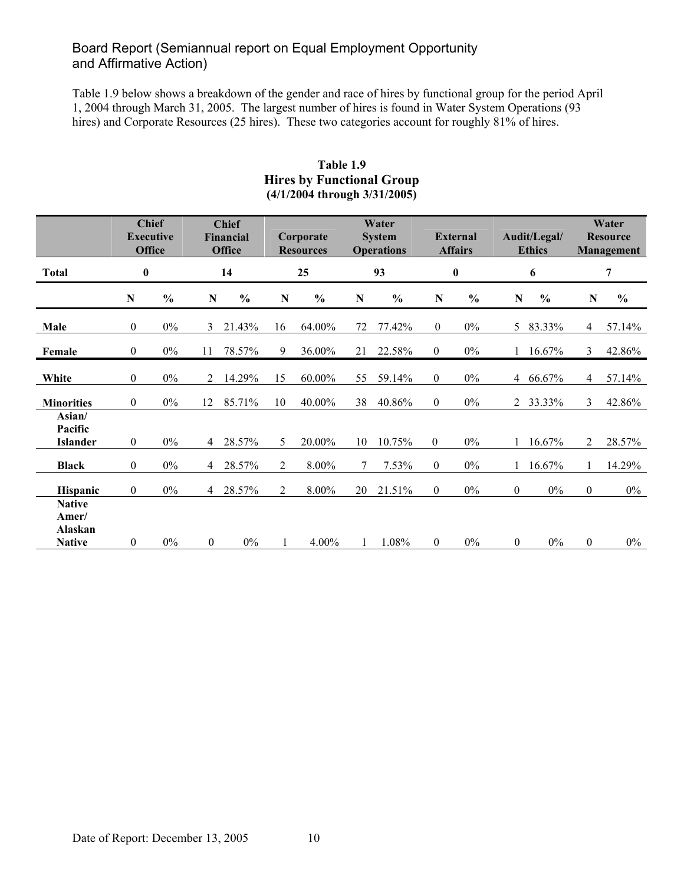Board Report (Semiannual report on Equal Employment Opportunity and Affirmative Action)

Table 1.9 below shows a breakdown of the gender and race of hires by functional group for the period April 1, 2004 through March 31, 2005. The largest number of hires is found in Water System Operations (93 hires) and Corporate Resources (25 hires). These two categories account for roughly 81% of hires.

**Table 1.9**
**Hires by Functional Group**
**(4/1/2004 through 3/31/2005)**

| | Chief Executive Office | | Chief Financial Office | | Corporate Resources | | Water System Operations | | External Affairs | | Audit/Legal/ Ethics | | Water Resource Management | |
|---|---|---|---|---|---|---|---|---|---|---|---|---|---|---|
| **Total** | **0** | | **14** | | **25** | | **93** | | **0** | | **6** | | **7** | |
| | **N** | **%** | **N** | **%** | **N** | **%** | **N** | **%** | **N** | **%** | **N** | **%** | **N** | **%** |
| **Male** | 0 | 0% | 3 | 21.43% | 16 | 64.00% | 72 | 77.42% | 0 | 0% | 5 | 83.33% | 4 | 57.14% |
| **Female** | 0 | 0% | 11 | 78.57% | 9 | 36.00% | 21 | 22.58% | 0 | 0% | 1 | 16.67% | 3 | 42.86% |
| **White** | 0 | 0% | 2 | 14.29% | 15 | 60.00% | 55 | 59.14% | 0 | 0% | 4 | 66.67% | 4 | 57.14% |
| **Minorities** | 0 | 0% | 12 | 85.71% | 10 | 40.00% | 38 | 40.86% | 0 | 0% | 2 | 33.33% | 3 | 42.86% |
| **Asian/ Pacific Islander** | 0 | 0% | 4 | 28.57% | 5 | 20.00% | 10 | 10.75% | 0 | 0% | 1 | 16.67% | 2 | 28.57% |
| **Black** | 0 | 0% | 4 | 28.57% | 2 | 8.00% | 7 | 7.53% | 0 | 0% | 1 | 16.67% | 1 | 14.29% |
| **Hispanic** | 0 | 0% | 4 | 28.57% | 2 | 8.00% | 20 | 21.51% | 0 | 0% | 0 | 0% | 0 | 0% |
| **Native Amer/ Alaskan Native** | 0 | 0% | 0 | 0% | 1 | 4.00% | 1 | 1.08% | 0 | 0% | 0 | 0% | 0 | 0% |

Date of Report: December 13, 2005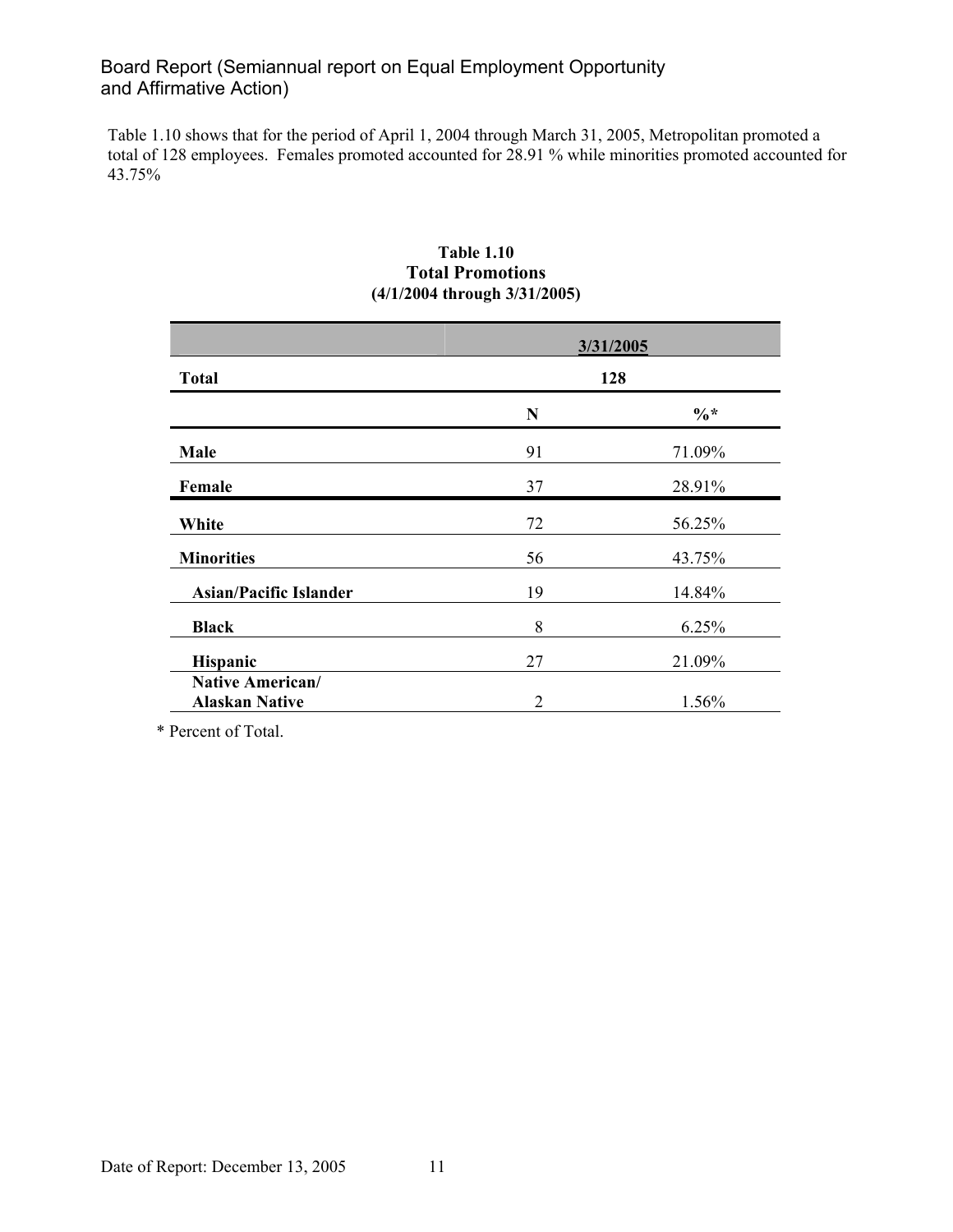Table 1.10 shows that for the period of April 1, 2004 through March 31, 2005, Metropolitan promoted a total of 128 employees. Females promoted accounted for 28.91 % while minorities promoted accounted for 43.75%

**Table 1.10**
**Total Promotions**
**(4/1/2004 through 3/31/2005)**

| | 3/31/2005 | |
|---|---|---|
| **Total** | **128** | |
| | **N** | **%*** |
| **Male** | 91 | 71.09% |
| **Female** | 37 | 28.91% |
| **White** | 72 | 56.25% |
| **Minorities** | 56 | 43.75% |
| **Asian/Pacific Islander** | 19 | 14.84% |
| **Black** | 8 | 6.25% |
| **Hispanic** | 27 | 21.09% |
| **Native American/ Alaskan Native** | 2 | 1.56% |

* Percent of Total.

Date of Report: December 13, 2005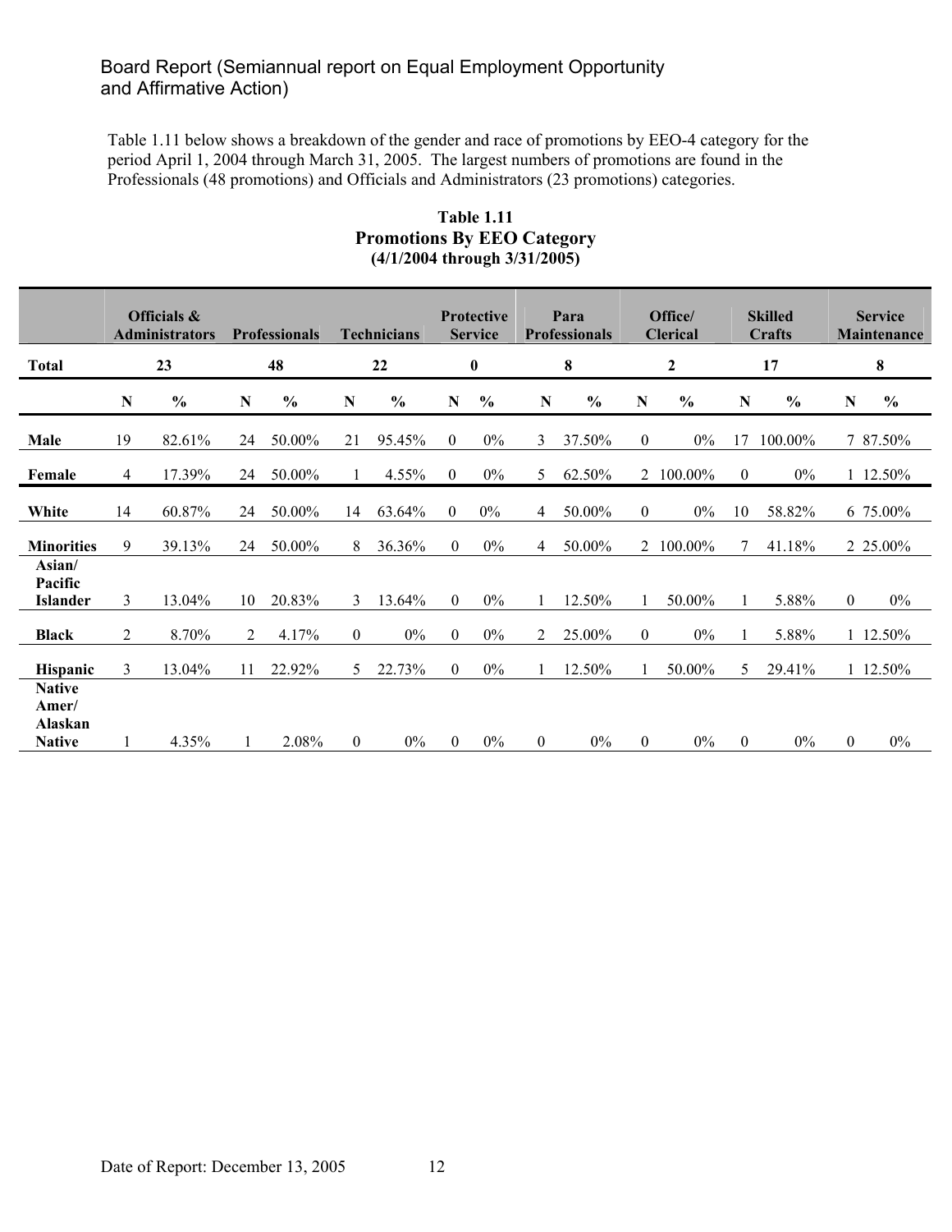Board Report (Semiannual report on Equal Employment Opportunity and Affirmative Action)

Table 1.11 below shows a breakdown of the gender and race of promotions by EEO-4 category for the period April 1, 2004 through March 31, 2005. The largest numbers of promotions are found in the Professionals (48 promotions) and Officials and Administrators (23 promotions) categories.

**Table 1.11**
**Promotions By EEO Category**
**(4/1/2004 through 3/31/2005)**

| | Officials & Administrators | | Professionals | | Technicians | | Protective Service | | Para Professionals | | Office/ Clerical | | Skilled Crafts | | Service Maintenance | |
|---|---|---|---|---|---|---|---|---|---|---|---|---|---|---|---|---|
| **Total** | 23 | | 48 | | 22 | | 0 | | 8 | | 2 | | 17 | | 8 | |
| | **N** | **%** | **N** | **%** | **N** | **%** | **N** | **%** | **N** | **%** | **N** | **%** | **N** | **%** | **N** | **%** |
| **Male** | 19 | 82.61% | 24 | 50.00% | 21 | 95.45% | 0 | 0% | 3 | 37.50% | 0 | 0% | 17 | 100.00% | 7 | 87.50% |
| **Female** | 4 | 17.39% | 24 | 50.00% | 1 | 4.55% | 0 | 0% | 5 | 62.50% | 2 | 100.00% | 0 | 0% | 1 | 12.50% |
| **White** | 14 | 60.87% | 24 | 50.00% | 14 | 63.64% | 0 | 0% | 4 | 50.00% | 0 | 0% | 10 | 58.82% | 6 | 75.00% |
| **Minorities** | 9 | 39.13% | 24 | 50.00% | 8 | 36.36% | 0 | 0% | 4 | 50.00% | 2 | 100.00% | 7 | 41.18% | 2 | 25.00% |
| **Asian/ Pacific Islander** | 3 | 13.04% | 10 | 20.83% | 3 | 13.64% | 0 | 0% | 1 | 12.50% | 1 | 50.00% | 1 | 5.88% | 0 | 0% |
| **Black** | 2 | 8.70% | 2 | 4.17% | 0 | 0% | 0 | 0% | 2 | 25.00% | 0 | 0% | 1 | 5.88% | 1 | 12.50% |
| **Hispanic** | 3 | 13.04% | 11 | 22.92% | 5 | 22.73% | 0 | 0% | 1 | 12.50% | 1 | 50.00% | 5 | 29.41% | 1 | 12.50% |
| **Native Amer/ Alaskan Native** | 1 | 4.35% | 1 | 2.08% | 0 | 0% | 0 | 0% | 0 | 0% | 0 | 0% | 0 | 0% | 0 | 0% |

Date of Report: December 13, 2005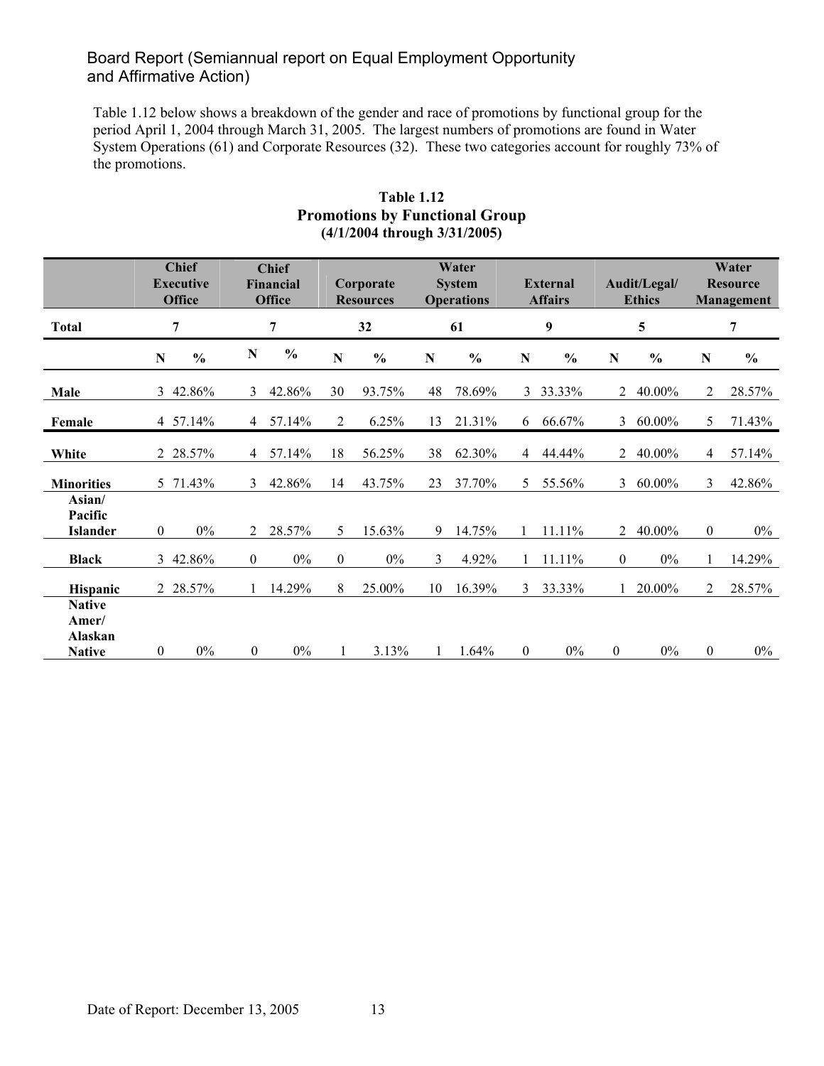Board Report (Semiannual report on Equal Employment Opportunity and Affirmative Action)

Table 1.12 below shows a breakdown of the gender and race of promotions by functional group for the period April 1, 2004 through March 31, 2005. The largest numbers of promotions are found in Water System Operations (61) and Corporate Resources (32). These two categories account for roughly 73% of the promotions.

**Table 1.12**
**Promotions by Functional Group**
**(4/1/2004 through 3/31/2005)**

| | Chief Executive Office | | Chief Financial Office | | Corporate Resources | | Water System Operations | | External Affairs | | Audit/Legal/ Ethics | | Water Resource Management | |
|---|---|---|---|---|---|---|---|---|---|---|---|---|---|---|
| **Total** | 7 | | 7 | | 32 | | 61 | | 9 | | 5 | | 7 | |
| | **N** | **%** | **N** | **%** | **N** | **%** | **N** | **%** | **N** | **%** | **N** | **%** | **N** | **%** |
| **Male** | 3 | 42.86% | 3 | 42.86% | 30 | 93.75% | 48 | 78.69% | 3 | 33.33% | 2 | 40.00% | 2 | 28.57% |
| **Female** | 4 | 57.14% | 4 | 57.14% | 2 | 6.25% | 13 | 21.31% | 6 | 66.67% | 3 | 60.00% | 5 | 71.43% |
| **White** | 2 | 28.57% | 4 | 57.14% | 18 | 56.25% | 38 | 62.30% | 4 | 44.44% | 2 | 40.00% | 4 | 57.14% |
| **Minorities** | 5 | 71.43% | 3 | 42.86% | 14 | 43.75% | 23 | 37.70% | 5 | 55.56% | 3 | 60.00% | 3 | 42.86% |
| **Asian/ Pacific Islander** | 0 | 0% | 2 | 28.57% | 5 | 15.63% | 9 | 14.75% | 1 | 11.11% | 2 | 40.00% | 0 | 0% |
| **Black** | 3 | 42.86% | 0 | 0% | 0 | 0% | 3 | 4.92% | 1 | 11.11% | 0 | 0% | 1 | 14.29% |
| **Hispanic** | 2 | 28.57% | 1 | 14.29% | 8 | 25.00% | 10 | 16.39% | 3 | 33.33% | 1 | 20.00% | 2 | 28.57% |
| **Native Amer/ Alaskan Native** | 0 | 0% | 0 | 0% | 1 | 3.13% | 1 | 1.64% | 0 | 0% | 0 | 0% | 0 | 0% |

Date of Report: December 13, 2005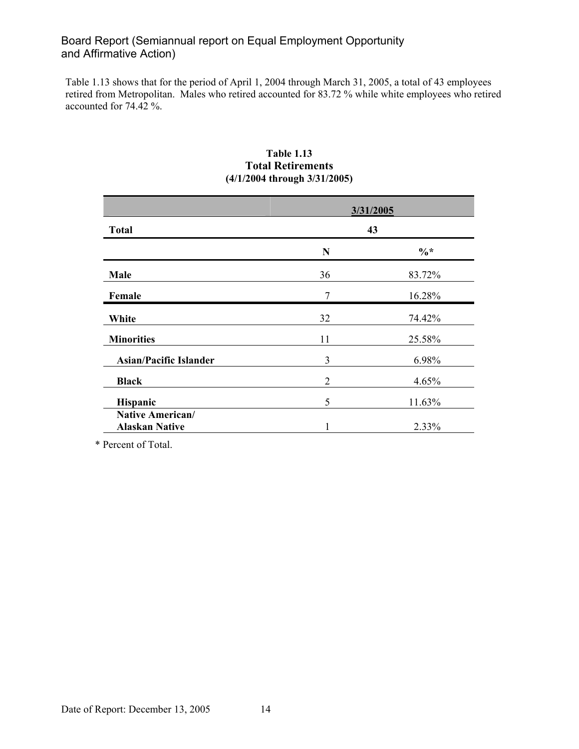Table 1.13 shows that for the period of April 1, 2004 through March 31, 2005, a total of 43 employees retired from Metropolitan. Males who retired accounted for 83.72 % while white employees who retired accounted for 74.42 %.

**Table 1.13**
**Total Retirements**
**(4/1/2004 through 3/31/2005)**

| | 3/31/2005 | |
|---|---|---|
| **Total** | **43** | |
| | **N** | **%*** |
| **Male** | 36 | 83.72% |
| **Female** | 7 | 16.28% |
| **White** | 32 | 74.42% |
| **Minorities** | 11 | 25.58% |
| **Asian/Pacific Islander** | 3 | 6.98% |
| **Black** | 2 | 4.65% |
| **Hispanic** | 5 | 11.63% |
| **Native American/ Alaskan Native** | 1 | 2.33% |

\* Percent of Total.

Date of Report: December 13, 2005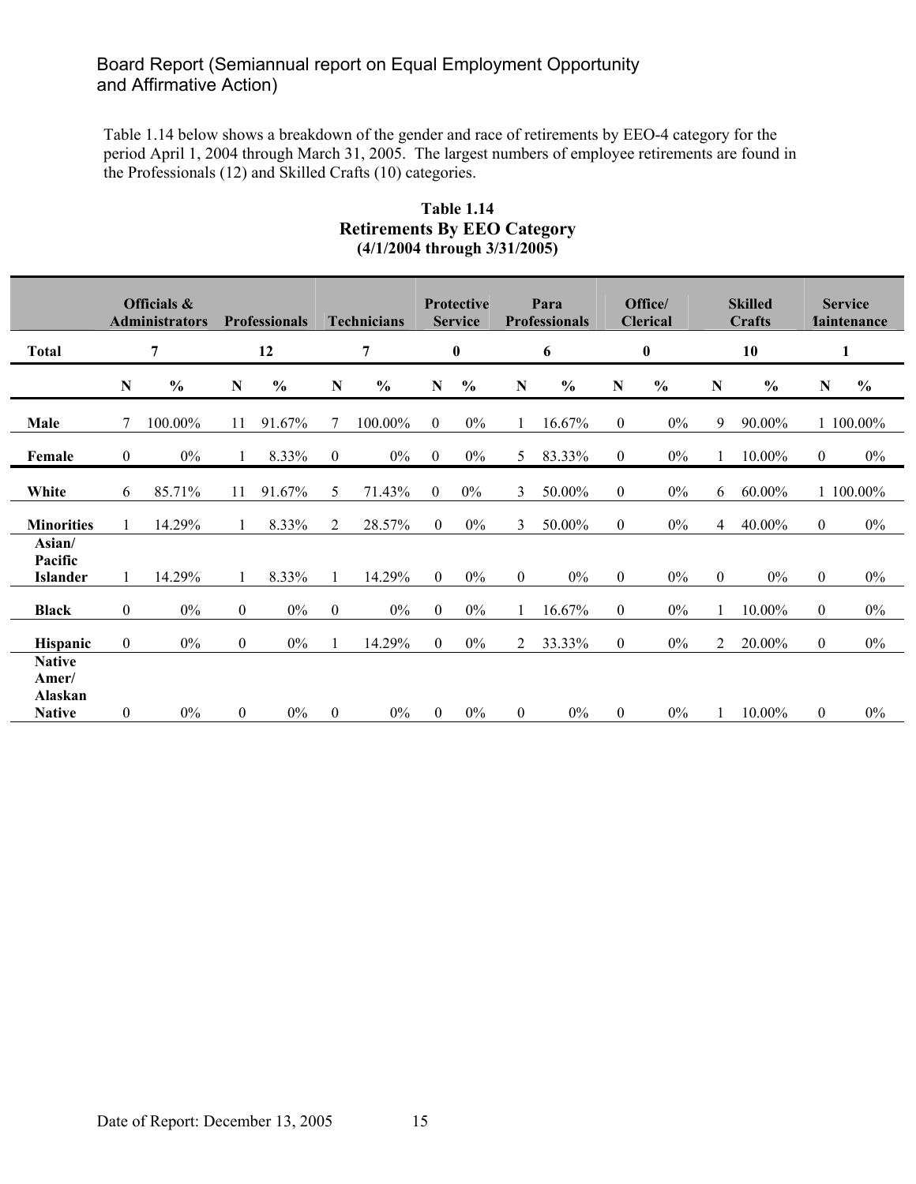Board Report (Semiannual report on Equal Employment Opportunity and Affirmative Action)

Table 1.14 below shows a breakdown of the gender and race of retirements by EEO-4 category for the period April 1, 2004 through March 31, 2005. The largest numbers of employee retirements are found in the Professionals (12) and Skilled Crafts (10) categories.

**Table 1.14**
**Retirements By EEO Category**
**(4/1/2004 through 3/31/2005)**

| | Officials & Administrators | | Professionals | | Technicians | | Protective Service | | Para Professionals | | Office/ Clerical | | Skilled Crafts | | Service Maintenance | |
|---|---|---|---|---|---|---|---|---|---|---|---|---|---|---|---|---|
| **Total** | 7 | | 12 | | 7 | | 0 | | 6 | | 0 | | 10 | | 1 | |
| | **N** | **%** | **N** | **%** | **N** | **%** | **N** | **%** | **N** | **%** | **N** | **%** | **N** | **%** | **N** | **%** |
| **Male** | 7 | 100.00% | 11 | 91.67% | 7 | 100.00% | 0 | 0% | 1 | 16.67% | 0 | 0% | 9 | 90.00% | 1 | 100.00% |
| **Female** | 0 | 0% | 1 | 8.33% | 0 | 0% | 0 | 0% | 5 | 83.33% | 0 | 0% | 1 | 10.00% | 0 | 0% |
| **White** | 6 | 85.71% | 11 | 91.67% | 5 | 71.43% | 0 | 0% | 3 | 50.00% | 0 | 0% | 6 | 60.00% | 1 | 100.00% |
| **Minorities** | 1 | 14.29% | 1 | 8.33% | 2 | 28.57% | 0 | 0% | 3 | 50.00% | 0 | 0% | 4 | 40.00% | 0 | 0% |
| **Asian/ Pacific Islander** | 1 | 14.29% | 1 | 8.33% | 1 | 14.29% | 0 | 0% | 0 | 0% | 0 | 0% | 0 | 0% | 0 | 0% |
| **Black** | 0 | 0% | 0 | 0% | 0 | 0% | 0 | 0% | 1 | 16.67% | 0 | 0% | 1 | 10.00% | 0 | 0% |
| **Hispanic** | 0 | 0% | 0 | 0% | 1 | 14.29% | 0 | 0% | 2 | 33.33% | 0 | 0% | 2 | 20.00% | 0 | 0% |
| **Native Amer/ Alaskan Native** | 0 | 0% | 0 | 0% | 0 | 0% | 0 | 0% | 0 | 0% | 0 | 0% | 1 | 10.00% | 0 | 0% |

Date of Report: December 13, 2005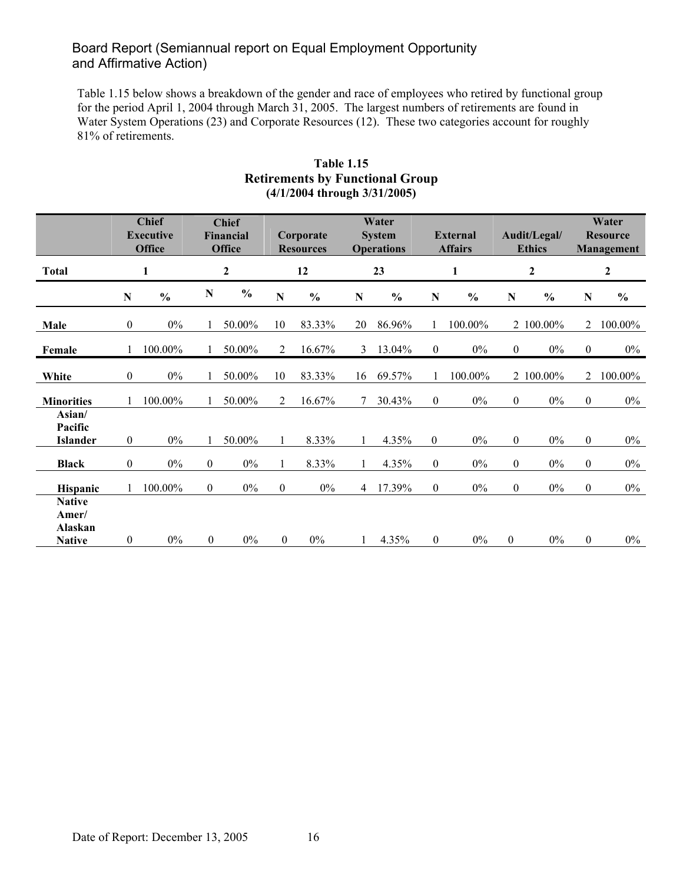Board Report (Semiannual report on Equal Employment Opportunity and Affirmative Action)

Table 1.15 below shows a breakdown of the gender and race of employees who retired by functional group for the period April 1, 2004 through March 31, 2005. The largest numbers of retirements are found in Water System Operations (23) and Corporate Resources (12). These two categories account for roughly 81% of retirements.

**Table 1.15**
**Retirements by Functional Group**
**(4/1/2004 through 3/31/2005)**

| | Chief Executive Office | | Chief Financial Office | | Corporate Resources | | Water System Operations | | External Affairs | | Audit/Legal/ Ethics | | Water Resource Management | |
|---|---|---|---|---|---|---|---|---|---|---|---|---|---|---|
| **Total** | 1 | | 2 | | 12 | | 23 | | 1 | | 2 | | 2 | |
| | **N** | **%** | **N** | **%** | **N** | **%** | **N** | **%** | **N** | **%** | **N** | **%** | **N** | **%** |
| **Male** | 0 | 0% | 1 | 50.00% | 10 | 83.33% | 20 | 86.96% | 1 | 100.00% | 2 | 100.00% | 2 | 100.00% |
| **Female** | 1 | 100.00% | 1 | 50.00% | 2 | 16.67% | 3 | 13.04% | 0 | 0% | 0 | 0% | 0 | 0% |
| **White** | 0 | 0% | 1 | 50.00% | 10 | 83.33% | 16 | 69.57% | 1 | 100.00% | 2 | 100.00% | 2 | 100.00% |
| **Minorities** | 1 | 100.00% | 1 | 50.00% | 2 | 16.67% | 7 | 30.43% | 0 | 0% | 0 | 0% | 0 | 0% |
| **Asian/ Pacific Islander** | 0 | 0% | 1 | 50.00% | 1 | 8.33% | 1 | 4.35% | 0 | 0% | 0 | 0% | 0 | 0% |
| **Black** | 0 | 0% | 0 | 0% | 1 | 8.33% | 1 | 4.35% | 0 | 0% | 0 | 0% | 0 | 0% |
| **Hispanic** | 1 | 100.00% | 0 | 0% | 0 | 0% | 4 | 17.39% | 0 | 0% | 0 | 0% | 0 | 0% |
| **Native Amer/ Alaskan Native** | 0 | 0% | 0 | 0% | 0 | 0% | 1 | 4.35% | 0 | 0% | 0 | 0% | 0 | 0% |

Date of Report: December 13, 2005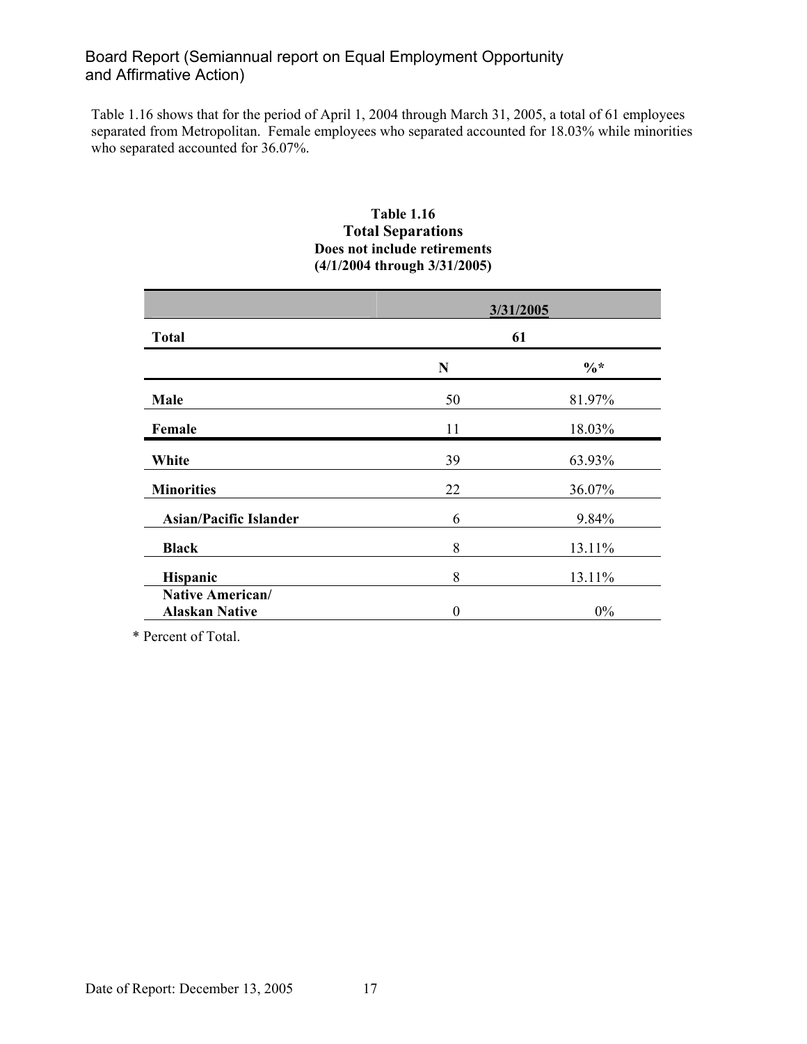Table 1.16 shows that for the period of April 1, 2004 through March 31, 2005, a total of 61 employees separated from Metropolitan. Female employees who separated accounted for 18.03% while minorities who separated accounted for 36.07%.

**Table 1.16**
**Total Separations**
**Does not include retirements**
**(4/1/2004 through 3/31/2005)**

| | 3/31/2005 | |
|---|---|---|
| **Total** | **61** | |
| | **N** | **%*** |
| **Male** | 50 | 81.97% |
| **Female** | 11 | 18.03% |
| **White** | 39 | 63.93% |
| **Minorities** | 22 | 36.07% |
| **Asian/Pacific Islander** | 6 | 9.84% |
| **Black** | 8 | 13.11% |
| **Hispanic** | 8 | 13.11% |
| **Native American/ Alaskan Native** | 0 | 0% |

\* Percent of Total.

Date of Report: December 13, 2005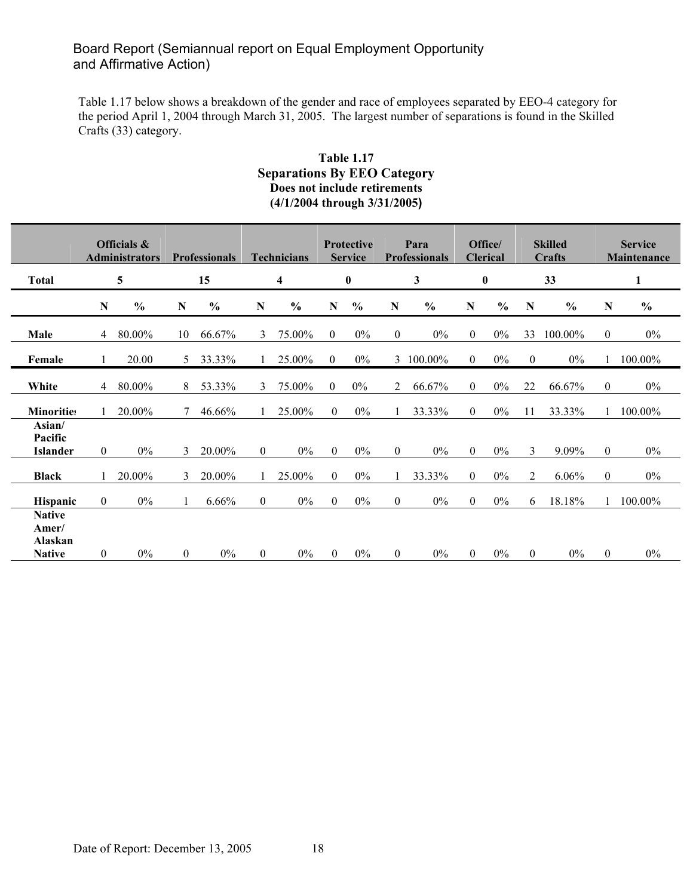Board Report (Semiannual report on Equal Employment Opportunity and Affirmative Action)

Table 1.17 below shows a breakdown of the gender and race of employees separated by EEO-4 category for the period April 1, 2004 through March 31, 2005. The largest number of separations is found in the Skilled Crafts (33) category.

**Table 1.17**
**Separations By EEO Category**
**Does not include retirements**
**(4/1/2004 through 3/31/2005)**

| | Officials & Administrators | | Professionals | | Technicians | | Protective Service | | Para Professionals | | Office/ Clerical | | Skilled Crafts | | Service Maintenance | |
|---|---|---|---|---|---|---|---|---|---|---|---|---|---|---|---|---|
| **Total** | 5 | | 15 | | 4 | | 0 | | 3 | | 0 | | 33 | | 1 | |
| | **N** | **%** | **N** | **%** | **N** | **%** | **N** | **%** | **N** | **%** | **N** | **%** | **N** | **%** | **N** | **%** |
| **Male** | 4 | 80.00% | 10 | 66.67% | 3 | 75.00% | 0 | 0% | 0 | 0% | 0 | 0% | 33 | 100.00% | 0 | 0% |
| **Female** | 1 | 20.00 | 5 | 33.33% | 1 | 25.00% | 0 | 0% | 3 | 100.00% | 0 | 0% | 0 | 0% | 1 | 100.00% |
| **White** | 4 | 80.00% | 8 | 53.33% | 3 | 75.00% | 0 | 0% | 2 | 66.67% | 0 | 0% | 22 | 66.67% | 0 | 0% |
| **Minorities** | 1 | 20.00% | 7 | 46.66% | 1 | 25.00% | 0 | 0% | 1 | 33.33% | 0 | 0% | 11 | 33.33% | 1 | 100.00% |
| **Asian/ Pacific Islander** | 0 | 0% | 3 | 20.00% | 0 | 0% | 0 | 0% | 0 | 0% | 0 | 0% | 3 | 9.09% | 0 | 0% |
| **Black** | 1 | 20.00% | 3 | 20.00% | 1 | 25.00% | 0 | 0% | 1 | 33.33% | 0 | 0% | 2 | 6.06% | 0 | 0% |
| **Hispanic** | 0 | 0% | 1 | 6.66% | 0 | 0% | 0 | 0% | 0 | 0% | 0 | 0% | 6 | 18.18% | 1 | 100.00% |
| **Native Amer/ Alaskan Native** | 0 | 0% | 0 | 0% | 0 | 0% | 0 | 0% | 0 | 0% | 0 | 0% | 0 | 0% | 0 | 0% |

Date of Report: December 13, 2005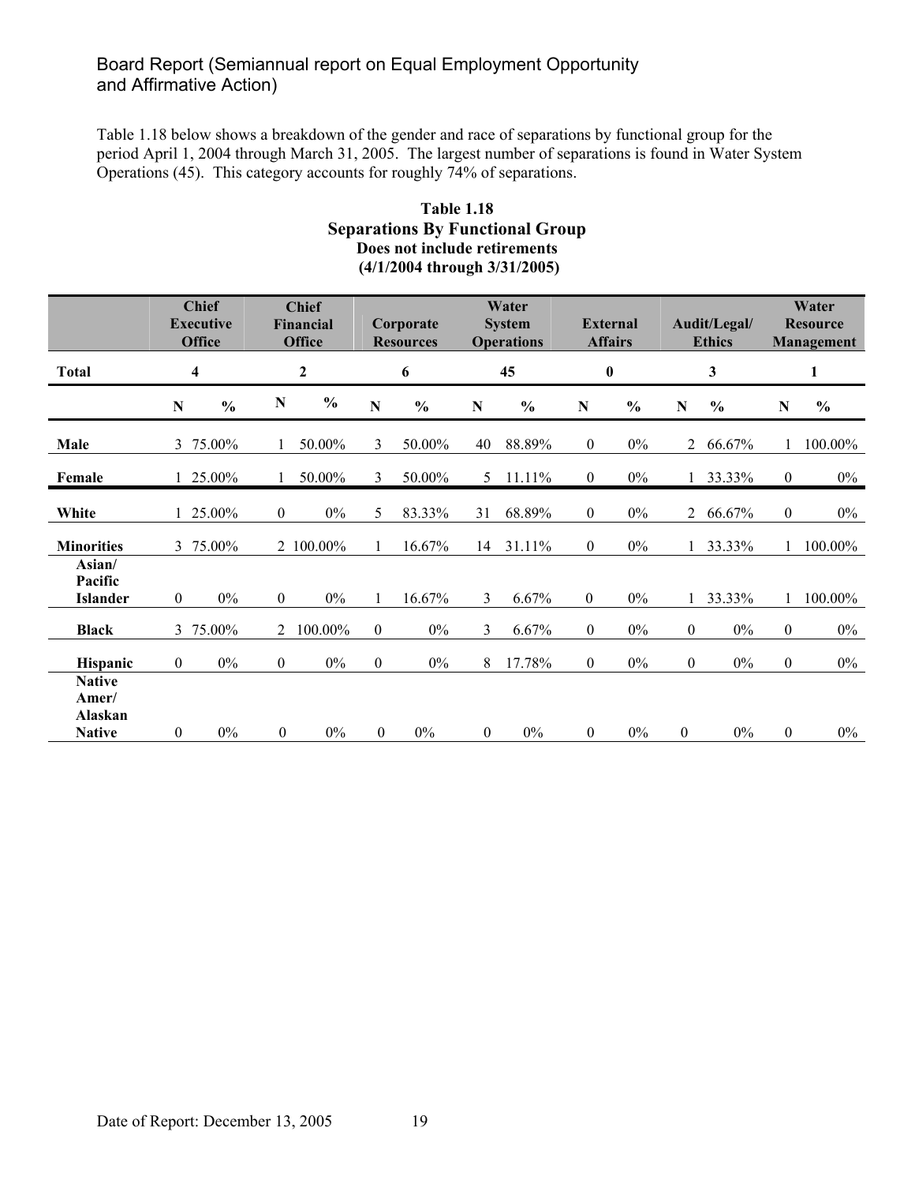Board Report (Semiannual report on Equal Employment Opportunity and Affirmative Action)

Table 1.18 below shows a breakdown of the gender and race of separations by functional group for the period April 1, 2004 through March 31, 2005. The largest number of separations is found in Water System Operations (45). This category accounts for roughly 74% of separations.

**Table 1.18**
**Separations By Functional Group**
**Does not include retirements**
**(4/1/2004 through 3/31/2005)**

| | Chief Executive Office | | Chief Financial Office | | Corporate Resources | | Water System Operations | | External Affairs | | Audit/Legal/ Ethics | | Water Resource Management | |
|---|---|---|---|---|---|---|---|---|---|---|---|---|---|---|
| **Total** | **4** | | **2** | | **6** | | **45** | | **0** | | **3** | | **1** | |
| | **N** | **%** | **N** | **%** | **N** | **%** | **N** | **%** | **N** | **%** | **N** | **%** | **N** | **%** |
| **Male** | 3 | 75.00% | 1 | 50.00% | 3 | 50.00% | 40 | 88.89% | 0 | 0% | 2 | 66.67% | 1 | 100.00% |
| **Female** | 1 | 25.00% | 1 | 50.00% | 3 | 50.00% | 5 | 11.11% | 0 | 0% | 1 | 33.33% | 0 | 0% |
| **White** | 1 | 25.00% | 0 | 0% | 5 | 83.33% | 31 | 68.89% | 0 | 0% | 2 | 66.67% | 0 | 0% |
| **Minorities** | 3 | 75.00% | 2 | 100.00% | 1 | 16.67% | 14 | 31.11% | 0 | 0% | 1 | 33.33% | 1 | 100.00% |
| **Asian/ Pacific Islander** | 0 | 0% | 0 | 0% | 1 | 16.67% | 3 | 6.67% | 0 | 0% | 1 | 33.33% | 1 | 100.00% |
| **Black** | 3 | 75.00% | 2 | 100.00% | 0 | 0% | 3 | 6.67% | 0 | 0% | 0 | 0% | 0 | 0% |
| **Hispanic** | 0 | 0% | 0 | 0% | 0 | 0% | 8 | 17.78% | 0 | 0% | 0 | 0% | 0 | 0% |
| **Native Amer/ Alaskan Native** | 0 | 0% | 0 | 0% | 0 | 0% | 0 | 0% | 0 | 0% | 0 | 0% | 0 | 0% |

Date of Report: December 13, 2005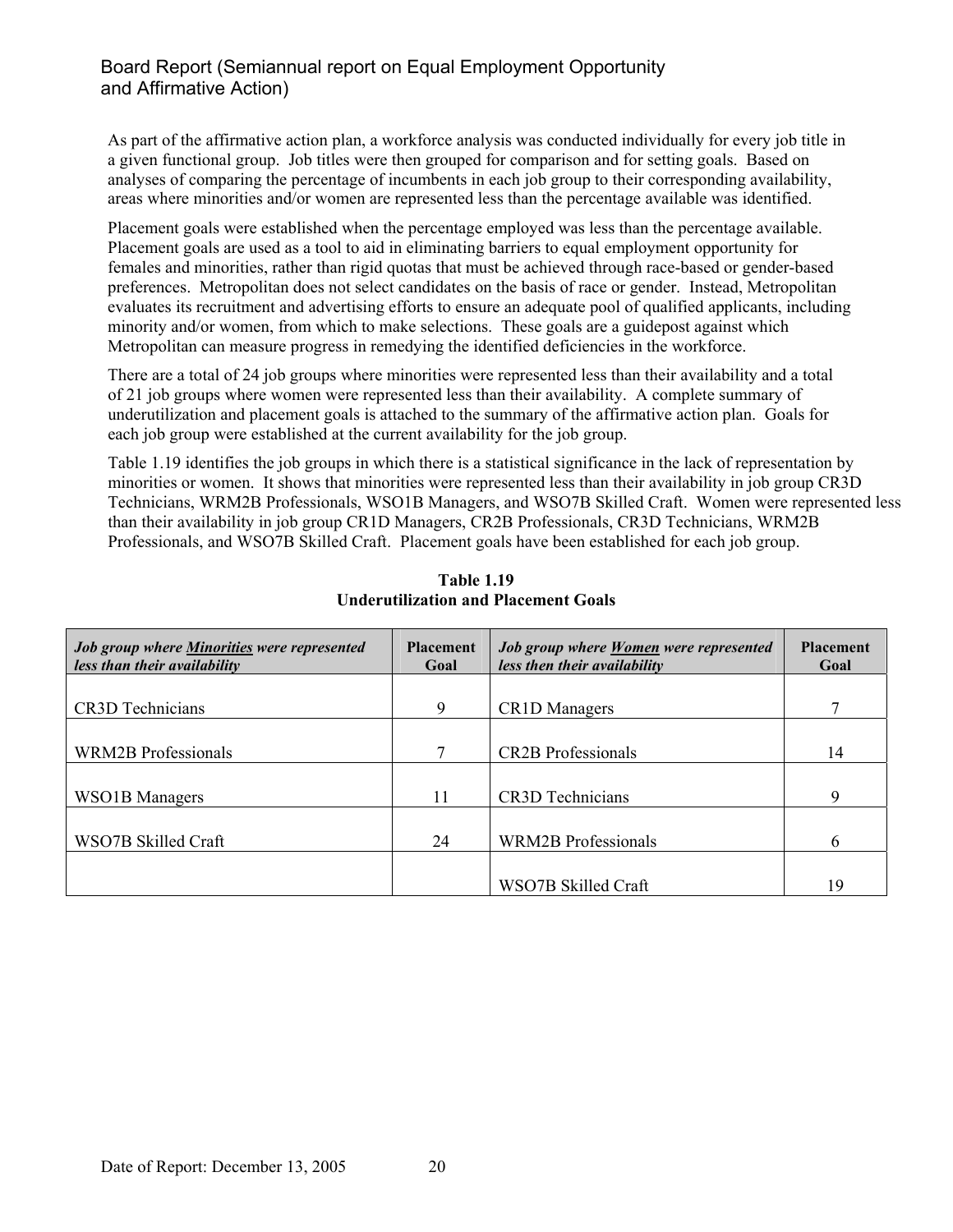As part of the affirmative action plan, a workforce analysis was conducted individually for every job title in a given functional group. Job titles were then grouped for comparison and for setting goals. Based on analyses of comparing the percentage of incumbents in each job group to their corresponding availability, areas where minorities and/or women are represented less than the percentage available was identified.

Placement goals were established when the percentage employed was less than the percentage available. Placement goals are used as a tool to aid in eliminating barriers to equal employment opportunity for females and minorities, rather than rigid quotas that must be achieved through race-based or gender-based preferences. Metropolitan does not select candidates on the basis of race or gender. Instead, Metropolitan evaluates its recruitment and advertising efforts to ensure an adequate pool of qualified applicants, including minority and/or women, from which to make selections. These goals are a guidepost against which Metropolitan can measure progress in remedying the identified deficiencies in the workforce.

There are a total of 24 job groups where minorities were represented less than their availability and a total of 21 job groups where women were represented less than their availability. A complete summary of underutilization and placement goals is attached to the summary of the affirmative action plan. Goals for each job group were established at the current availability for the job group.

Table 1.19 identifies the job groups in which there is a statistical significance in the lack of representation by minorities or women. It shows that minorities were represented less than their availability in job group CR3D Technicians, WRM2B Professionals, WSO1B Managers, and WSO7B Skilled Craft. Women were represented less than their availability in job group CR1D Managers, CR2B Professionals, CR3D Technicians, WRM2B Professionals, and WSO7B Skilled Craft. Placement goals have been established for each job group.

**Table 1.19**
**Underutilization and Placement Goals**

| ***Job group where Minorities were represented less than their availability*** | **Placement Goal** | ***Job group where Women were represented less then their availability*** | **Placement Goal** |
|---|---|---|---|
| CR3D Technicians | 9 | CR1D Managers | 7 |
| WRM2B Professionals | 7 | CR2B Professionals | 14 |
| WSO1B Managers | 11 | CR3D Technicians | 9 |
| WSO7B Skilled Craft | 24 | WRM2B Professionals | 6 |
| | | WSO7B Skilled Craft | 19 |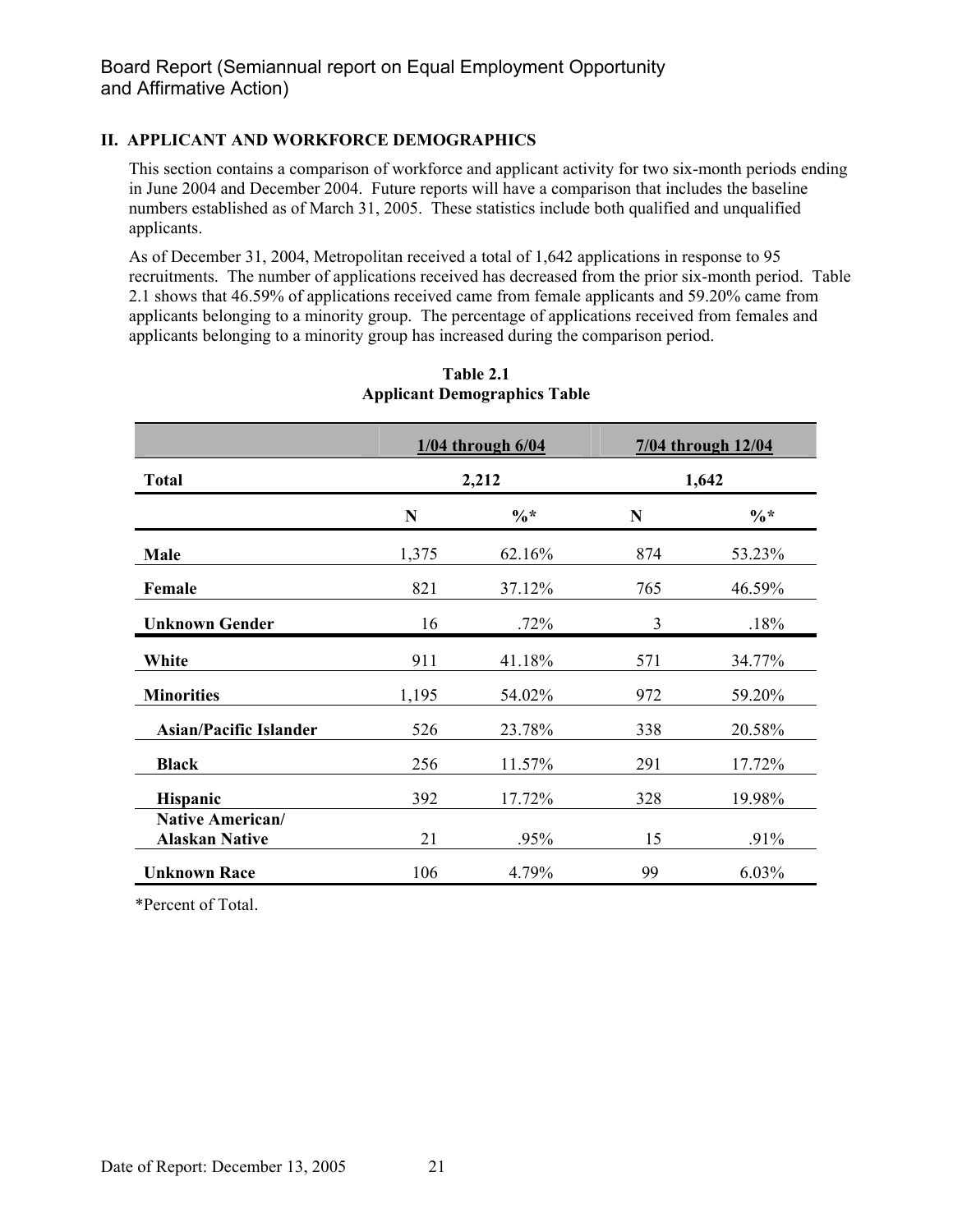## II. APPLICANT AND WORKFORCE DEMOGRAPHICS

This section contains a comparison of workforce and applicant activity for two six-month periods ending in June 2004 and December 2004. Future reports will have a comparison that includes the baseline numbers established as of March 31, 2005. These statistics include both qualified and unqualified applicants.

As of December 31, 2004, Metropolitan received a total of 1,642 applications in response to 95 recruitments. The number of applications received has decreased from the prior six-month period. Table 2.1 shows that 46.59% of applications received came from female applicants and 59.20% came from applicants belonging to a minority group. The percentage of applications received from females and applicants belonging to a minority group has increased during the comparison period.

**Table 2.1**
**Applicant Demographics Table**

| | 1/04 through 6/04 | | 7/04 through 12/04 | |
|---|---|---|---|---|
| **Total** | 2,212 | | 1,642 | |
| | **N** | **%*** | **N** | **%*** |
| **Male** | 1,375 | 62.16% | 874 | 53.23% |
| **Female** | 821 | 37.12% | 765 | 46.59% |
| **Unknown Gender** | 16 | .72% | 3 | .18% |
| **White** | 911 | 41.18% | 571 | 34.77% |
| **Minorities** | 1,195 | 54.02% | 972 | 59.20% |
| **Asian/Pacific Islander** | 526 | 23.78% | 338 | 20.58% |
| **Black** | 256 | 11.57% | 291 | 17.72% |
| **Hispanic** | 392 | 17.72% | 328 | 19.98% |
| **Native American/ Alaskan Native** | 21 | .95% | 15 | .91% |
| **Unknown Race** | 106 | 4.79% | 99 | 6.03% |

*Percent of Total.

Date of Report: December 13, 2005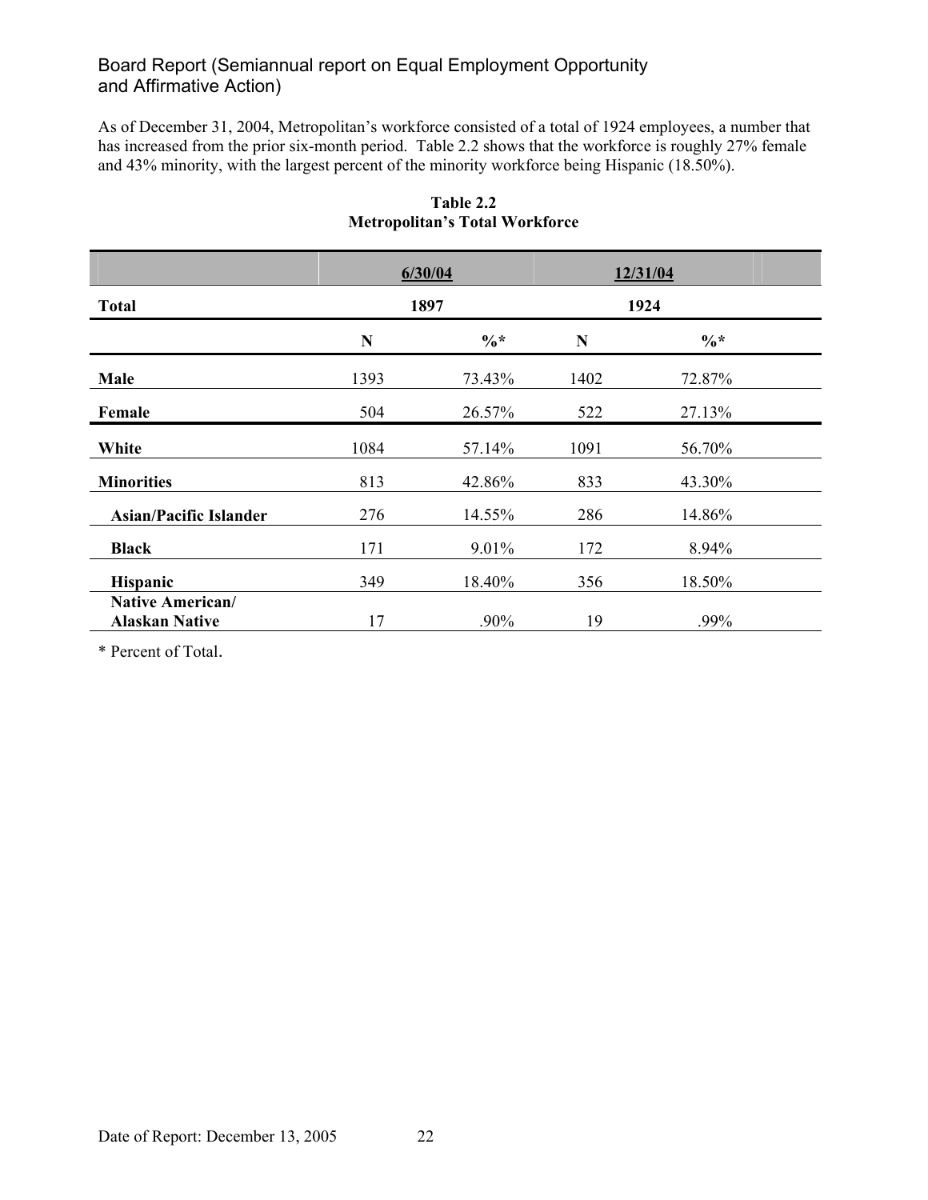Board Report (Semiannual report on Equal Employment Opportunity and Affirmative Action)

As of December 31, 2004, Metropolitan's workforce consisted of a total of 1924 employees, a number that has increased from the prior six-month period. Table 2.2 shows that the workforce is roughly 27% female and 43% minority, with the largest percent of the minority workforce being Hispanic (18.50%).

**Table 2.2**
**Metropolitan's Total Workforce**

| | 6/30/04 | | 12/31/04 | |
|---|---|---|---|---|
| **Total** | **1897** | | **1924** | |
| | **N** | **%*** | **N** | **%*** |
| **Male** | 1393 | 73.43% | 1402 | 72.87% |
| **Female** | 504 | 26.57% | 522 | 27.13% |
| **White** | 1084 | 57.14% | 1091 | 56.70% |
| **Minorities** | 813 | 42.86% | 833 | 43.30% |
| **Asian/Pacific Islander** | 276 | 14.55% | 286 | 14.86% |
| **Black** | 171 | 9.01% | 172 | 8.94% |
| **Hispanic** | 349 | 18.40% | 356 | 18.50% |
| **Native American/ Alaskan Native** | 17 | .90% | 19 | .99% |

* Percent of Total.

Date of Report: December 13, 2005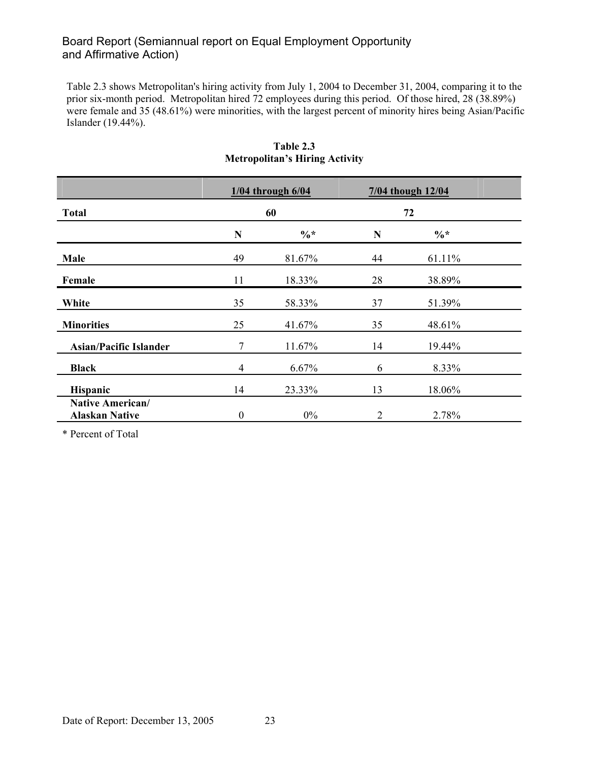Table 2.3 shows Metropolitan's hiring activity from July 1, 2004 to December 31, 2004, comparing it to the prior six-month period. Metropolitan hired 72 employees during this period. Of those hired, 28 (38.89%) were female and 35 (48.61%) were minorities, with the largest percent of minority hires being Asian/Pacific Islander (19.44%).

**Table 2.3**
**Metropolitan's Hiring Activity**

| | 1/04 through 6/04 | | 7/04 though 12/04 | |
|---|---|---|---|---|
| **Total** | 60 | | 72 | |
| | **N** | **%*** | **N** | **%*** |
| **Male** | 49 | 81.67% | 44 | 61.11% |
| **Female** | 11 | 18.33% | 28 | 38.89% |
| **White** | 35 | 58.33% | 37 | 51.39% |
| **Minorities** | 25 | 41.67% | 35 | 48.61% |
| **Asian/Pacific Islander** | 7 | 11.67% | 14 | 19.44% |
| **Black** | 4 | 6.67% | 6 | 8.33% |
| **Hispanic** | 14 | 23.33% | 13 | 18.06% |
| **Native American/ Alaskan Native** | 0 | 0% | 2 | 2.78% |

* Percent of Total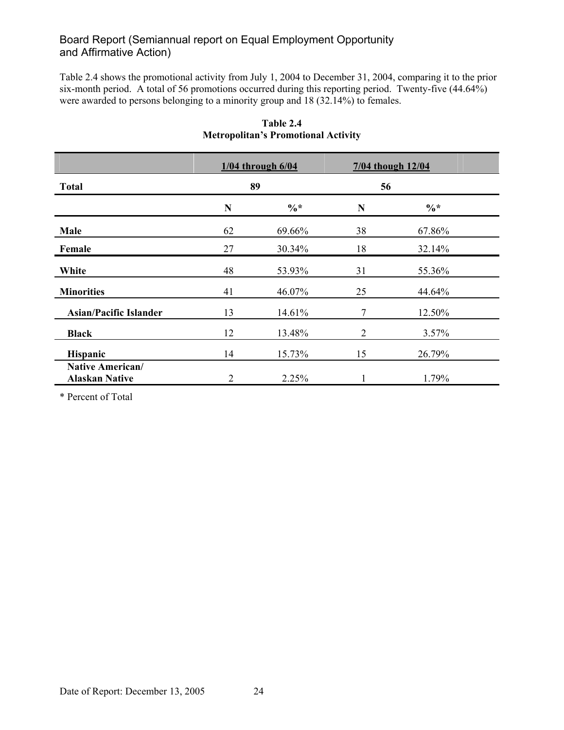Board Report (Semiannual report on Equal Employment Opportunity and Affirmative Action)

Table 2.4 shows the promotional activity from July 1, 2004 to December 31, 2004, comparing it to the prior six-month period. A total of 56 promotions occurred during this reporting period. Twenty-five (44.64%) were awarded to persons belonging to a minority group and 18 (32.14%) to females.

**Table 2.4**
**Metropolitan's Promotional Activity**

| | 1/04 through 6/04 | | 7/04 though 12/04 | |
|---|---|---|---|---|
| **Total** | **89** | | **56** | |
| | **N** | **%*** | **N** | **%*** |
| **Male** | 62 | 69.66% | 38 | 67.86% |
| **Female** | 27 | 30.34% | 18 | 32.14% |
| **White** | 48 | 53.93% | 31 | 55.36% |
| **Minorities** | 41 | 46.07% | 25 | 44.64% |
| **Asian/Pacific Islander** | 13 | 14.61% | 7 | 12.50% |
| **Black** | 12 | 13.48% | 2 | 3.57% |
| **Hispanic** | 14 | 15.73% | 15 | 26.79% |
| **Native American/ Alaskan Native** | 2 | 2.25% | 1 | 1.79% |

* Percent of Total

Date of Report: December 13, 2005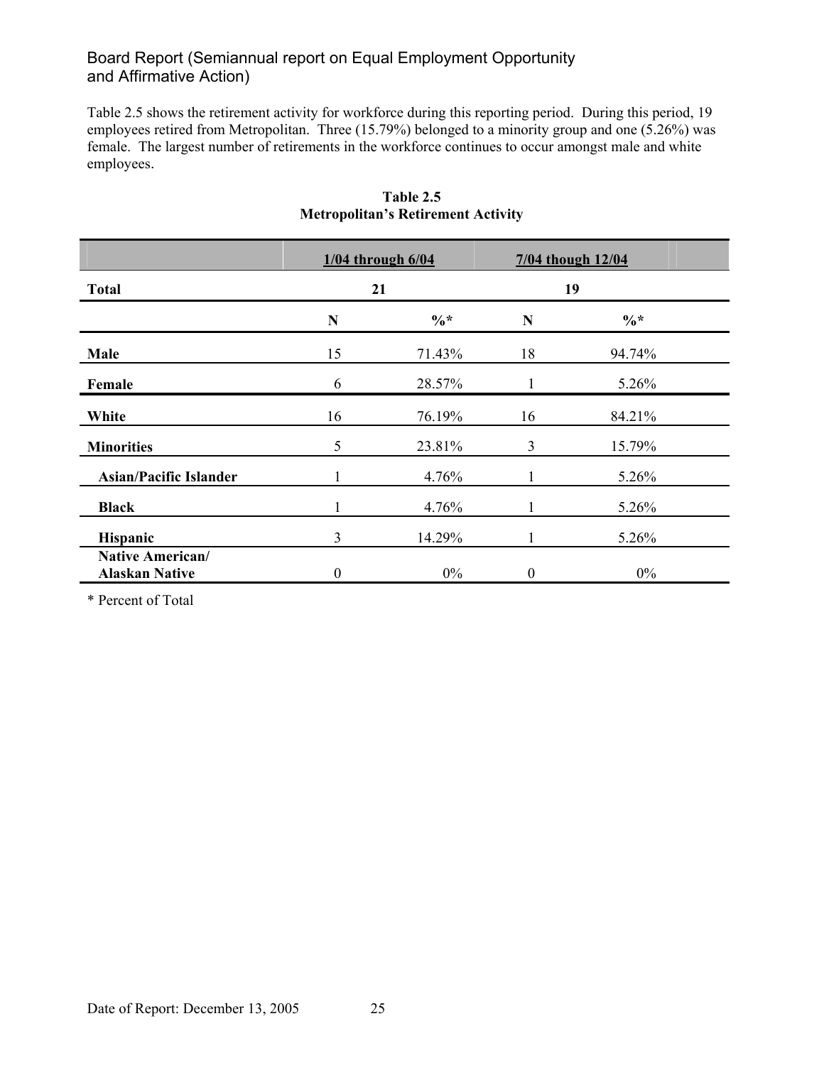Board Report (Semiannual report on Equal Employment Opportunity and Affirmative Action)

Table 2.5 shows the retirement activity for workforce during this reporting period. During this period, 19 employees retired from Metropolitan. Three (15.79%) belonged to a minority group and one (5.26%) was female. The largest number of retirements in the workforce continues to occur amongst male and white employees.

**Table 2.5**
**Metropolitan's Retirement Activity**

| | 1/04 through 6/04 | | 7/04 though 12/04 | |
|---|---|---|---|---|
| **Total** | 21 | | 19 | |
| | **N** | **%*** | **N** | **%*** |
| **Male** | 15 | 71.43% | 18 | 94.74% |
| **Female** | 6 | 28.57% | 1 | 5.26% |
| **White** | 16 | 76.19% | 16 | 84.21% |
| **Minorities** | 5 | 23.81% | 3 | 15.79% |
| **Asian/Pacific Islander** | 1 | 4.76% | 1 | 5.26% |
| **Black** | 1 | 4.76% | 1 | 5.26% |
| **Hispanic** | 3 | 14.29% | 1 | 5.26% |
| **Native American/ Alaskan Native** | 0 | 0% | 0 | 0% |

* Percent of Total

Date of Report: December 13, 2005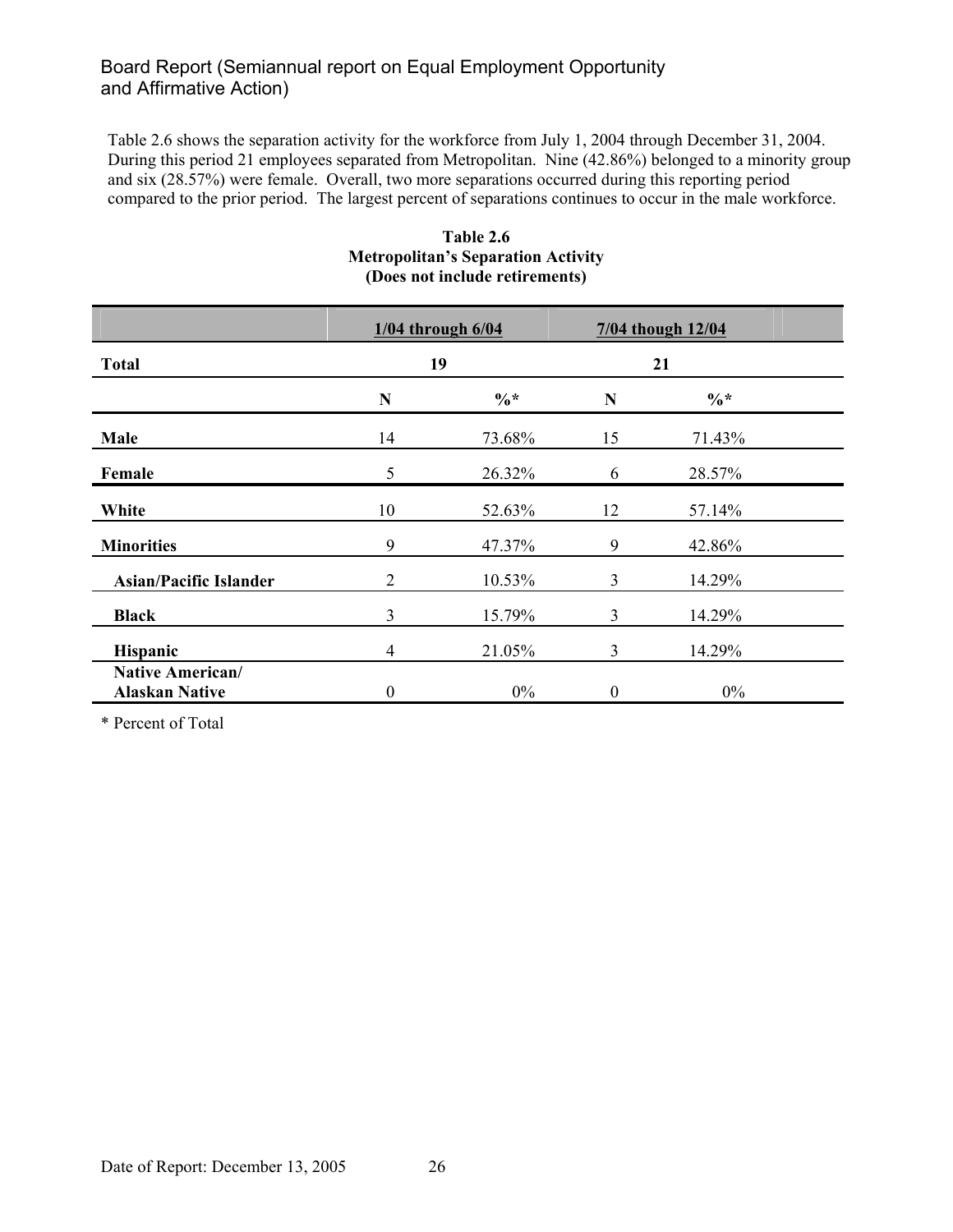Table 2.6 shows the separation activity for the workforce from July 1, 2004 through December 31, 2004. During this period 21 employees separated from Metropolitan. Nine (42.86%) belonged to a minority group and six (28.57%) were female. Overall, two more separations occurred during this reporting period compared to the prior period. The largest percent of separations continues to occur in the male workforce.

**Table 2.6**
**Metropolitan's Separation Activity**
**(Does not include retirements)**

| | 1/04 through 6/04 | | 7/04 though 12/04 | |
|---|---|---|---|---|
| **Total** | 19 | | 21 | |
| | **N** | **%*** | **N** | **%*** |
| **Male** | 14 | 73.68% | 15 | 71.43% |
| **Female** | 5 | 26.32% | 6 | 28.57% |
| **White** | 10 | 52.63% | 12 | 57.14% |
| **Minorities** | 9 | 47.37% | 9 | 42.86% |
| **Asian/Pacific Islander** | 2 | 10.53% | 3 | 14.29% |
| **Black** | 3 | 15.79% | 3 | 14.29% |
| **Hispanic** | 4 | 21.05% | 3 | 14.29% |
| **Native American/ Alaskan Native** | 0 | 0% | 0 | 0% |

* Percent of Total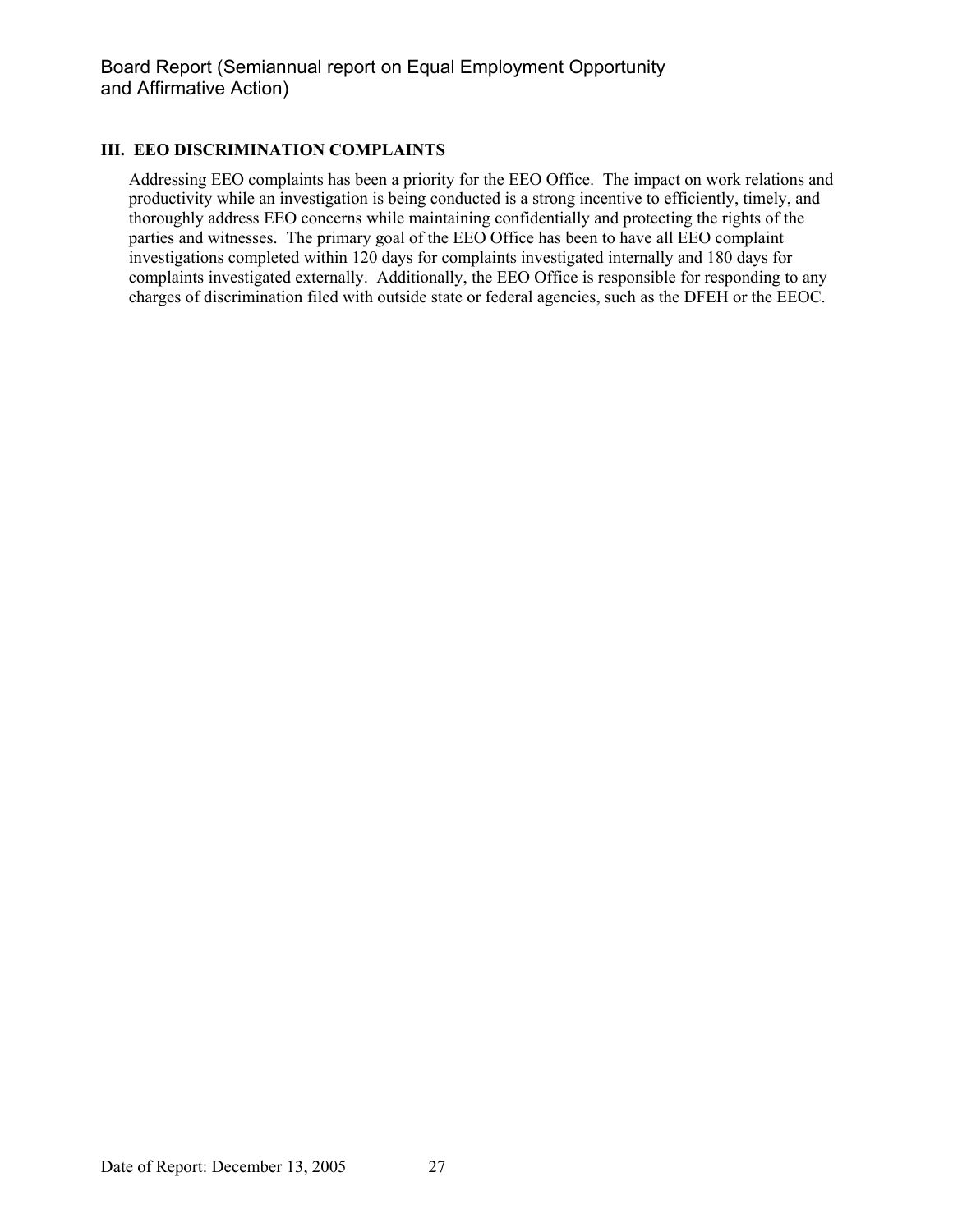## III. EEO DISCRIMINATION COMPLAINTS

Addressing EEO complaints has been a priority for the EEO Office. The impact on work relations and productivity while an investigation is being conducted is a strong incentive to efficiently, timely, and thoroughly address EEO concerns while maintaining confidentially and protecting the rights of the parties and witnesses. The primary goal of the EEO Office has been to have all EEO complaint investigations completed within 120 days for complaints investigated internally and 180 days for complaints investigated externally. Additionally, the EEO Office is responsible for responding to any charges of discrimination filed with outside state or federal agencies, such as the DFEH or the EEOC.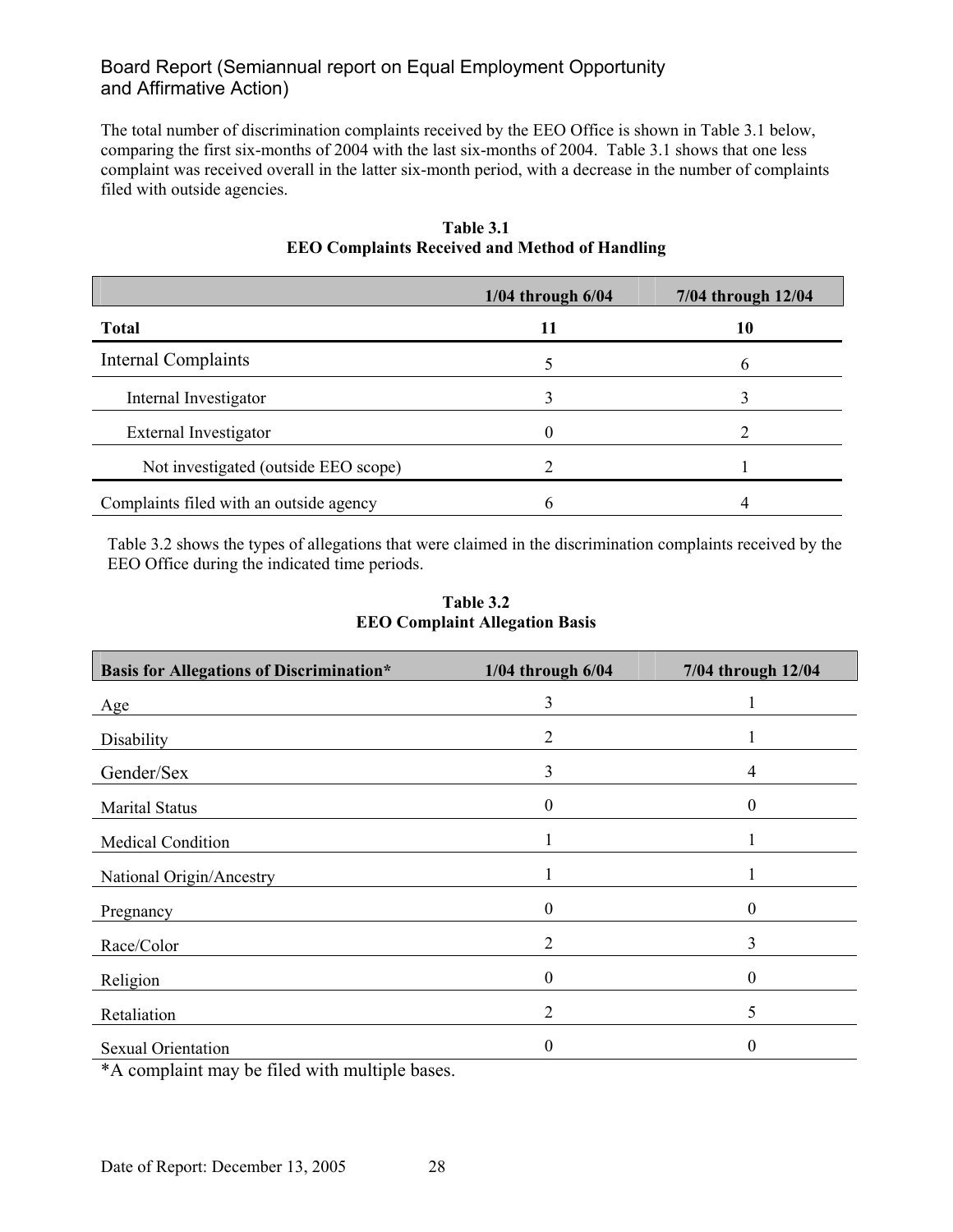The total number of discrimination complaints received by the EEO Office is shown in Table 3.1 below, comparing the first six-months of 2004 with the last six-months of 2004. Table 3.1 shows that one less complaint was received overall in the latter six-month period, with a decrease in the number of complaints filed with outside agencies.

**Table 3.1**
**EEO Complaints Received and Method of Handling**

| | 1/04 through 6/04 | 7/04 through 12/04 |
|---|---|---|
| **Total** | **11** | **10** |
| Internal Complaints | 5 | 6 |
| Internal Investigator | 3 | 3 |
| External Investigator | 0 | 2 |
| Not investigated (outside EEO scope) | 2 | 1 |
| Complaints filed with an outside agency | 6 | 4 |

Table 3.2 shows the types of allegations that were claimed in the discrimination complaints received by the EEO Office during the indicated time periods.

**Table 3.2**
**EEO Complaint Allegation Basis**

| Basis for Allegations of Discrimination* | 1/04 through 6/04 | 7/04 through 12/04 |
|---|---|---|
| Age | 3 | 1 |
| Disability | 2 | 1 |
| Gender/Sex | 3 | 4 |
| Marital Status | 0 | 0 |
| Medical Condition | 1 | 1 |
| National Origin/Ancestry | 1 | 1 |
| Pregnancy | 0 | 0 |
| Race/Color | 2 | 3 |
| Religion | 0 | 0 |
| Retaliation | 2 | 5 |
| Sexual Orientation | 0 | 0 |

*A complaint may be filed with multiple bases.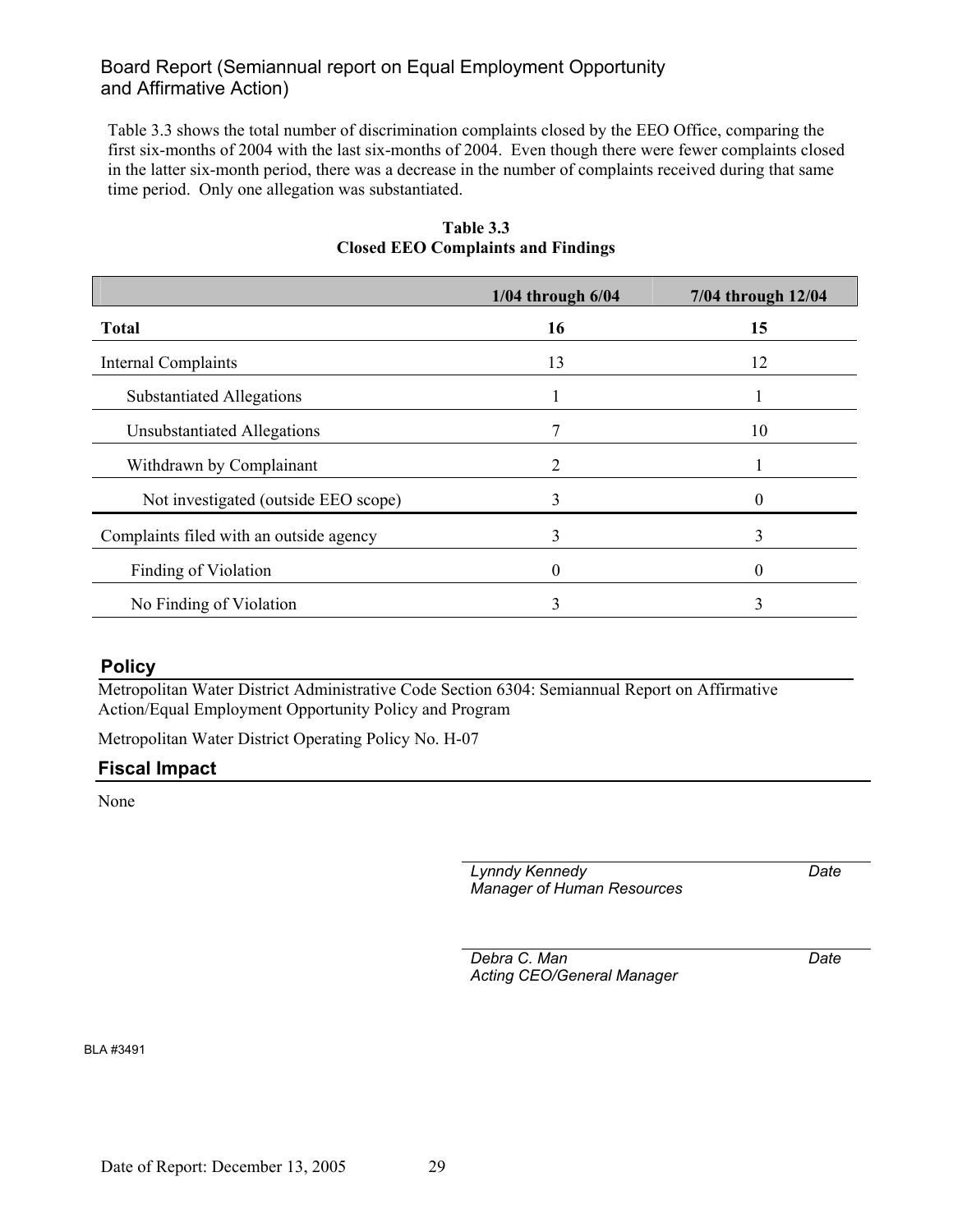Table 3.3 shows the total number of discrimination complaints closed by the EEO Office, comparing the first six-months of 2004 with the last six-months of 2004. Even though there were fewer complaints closed in the latter six-month period, there was a decrease in the number of complaints received during that same time period. Only one allegation was substantiated.

**Table 3.3**
**Closed EEO Complaints and Findings**

| | 1/04 through 6/04 | 7/04 through 12/04 |
|---|---|---|
| **Total** | **16** | **15** |
| Internal Complaints | 13 | 12 |
| Substantiated Allegations | 1 | 1 |
| Unsubstantiated Allegations | 7 | 10 |
| Withdrawn by Complainant | 2 | 1 |
| Not investigated (outside EEO scope) | 3 | 0 |
| Complaints filed with an outside agency | 3 | 3 |
| Finding of Violation | 0 | 0 |
| No Finding of Violation | 3 | 3 |

## Policy

Metropolitan Water District Administrative Code Section 6304: Semiannual Report on Affirmative Action/Equal Employment Opportunity Policy and Program

Metropolitan Water District Operating Policy No. H-07

## Fiscal Impact

None

*Lynndy Kennedy* *Date*
*Manager of Human Resources*

*Debra C. Man* *Date*
*Acting CEO/General Manager*

BLA #3491

Date of Report: December 13, 2005